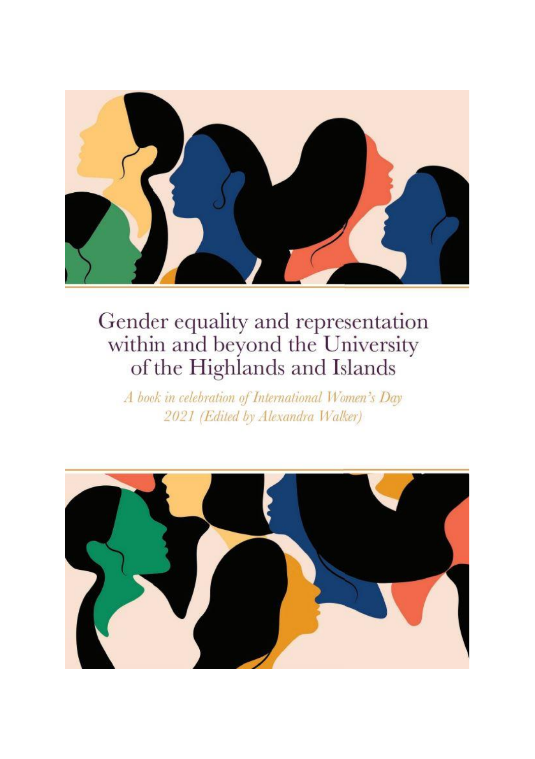# Gender equality and representation within and beyond the University of the Highlands and Islands

*A book in celebration of International Women's Day 2021 (Edited by Alexandra Walker)*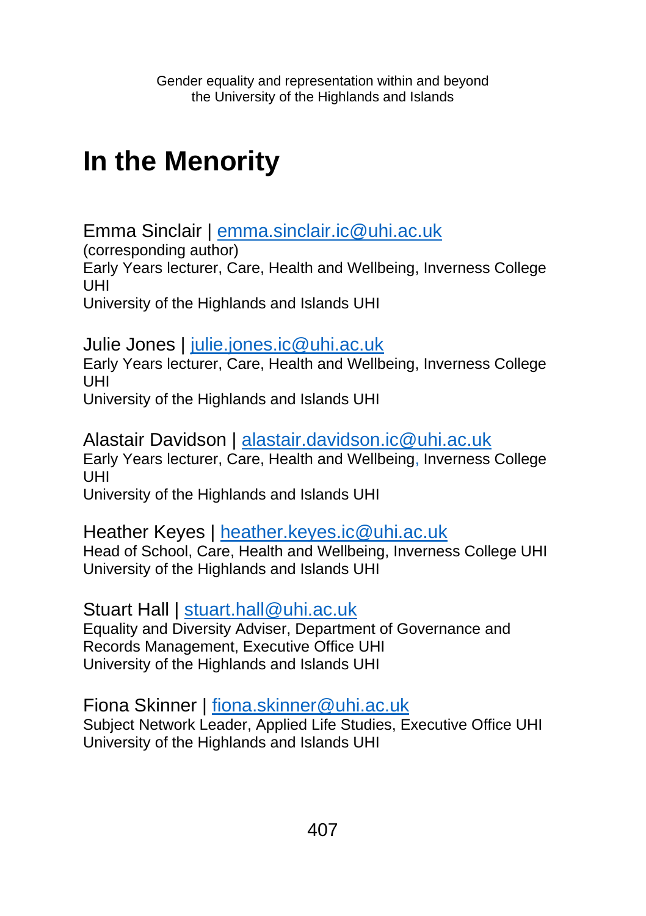# In the Menority

Emma Sinclair | emma.sinclair.ic@uhi.ac.uk
(corresponding author)
Early Years lecturer, Care, Health and Wellbeing, Inverness College UHI
University of the Highlands and Islands UHI

Julie Jones | julie.jones.ic@uhi.ac.uk
Early Years lecturer, Care, Health and Wellbeing, Inverness College UHI
University of the Highlands and Islands UHI

Alastair Davidson | alastair.davidson.ic@uhi.ac.uk
Early Years lecturer, Care, Health and Wellbeing, Inverness College UHI
University of the Highlands and Islands UHI

Heather Keyes | heather.keyes.ic@uhi.ac.uk
Head of School, Care, Health and Wellbeing, Inverness College UHI
University of the Highlands and Islands UHI

Stuart Hall | stuart.hall@uhi.ac.uk
Equality and Diversity Adviser, Department of Governance and Records Management, Executive Office UHI
University of the Highlands and Islands UHI

Fiona Skinner | fiona.skinner@uhi.ac.uk
Subject Network Leader, Applied Life Studies, Executive Office UHI
University of the Highlands and Islands UHI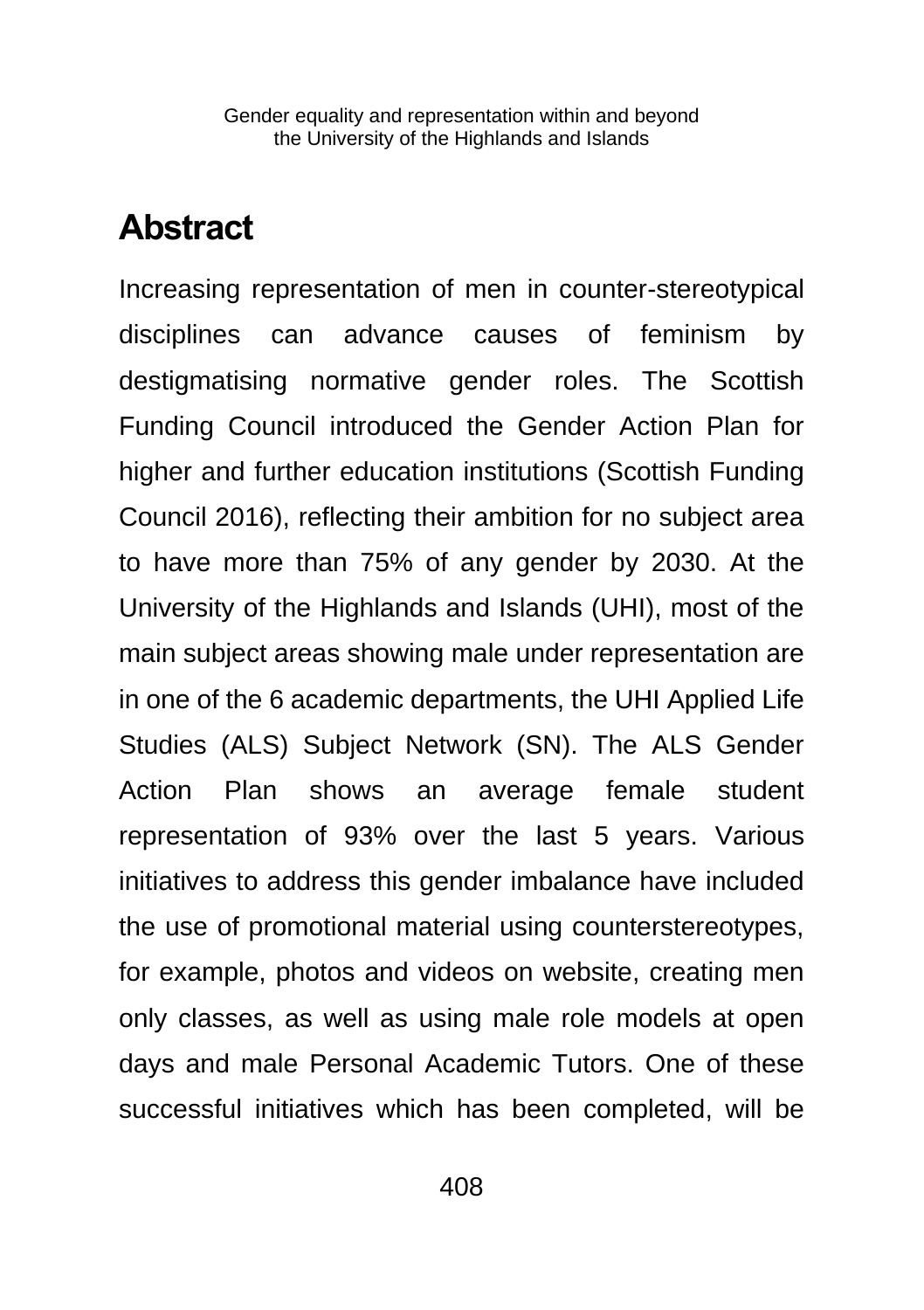## Abstract

Increasing representation of men in counter-stereotypical disciplines can advance causes of feminism by destigmatising normative gender roles. The Scottish Funding Council introduced the Gender Action Plan for higher and further education institutions (Scottish Funding Council 2016), reflecting their ambition for no subject area to have more than 75% of any gender by 2030. At the University of the Highlands and Islands (UHI), most of the main subject areas showing male under representation are in one of the 6 academic departments, the UHI Applied Life Studies (ALS) Subject Network (SN). The ALS Gender Action Plan shows an average female student representation of 93% over the last 5 years. Various initiatives to address this gender imbalance have included the use of promotional material using counterstereotypes, for example, photos and videos on website, creating men only classes, as well as using male role models at open days and male Personal Academic Tutors. One of these successful initiatives which has been completed, will be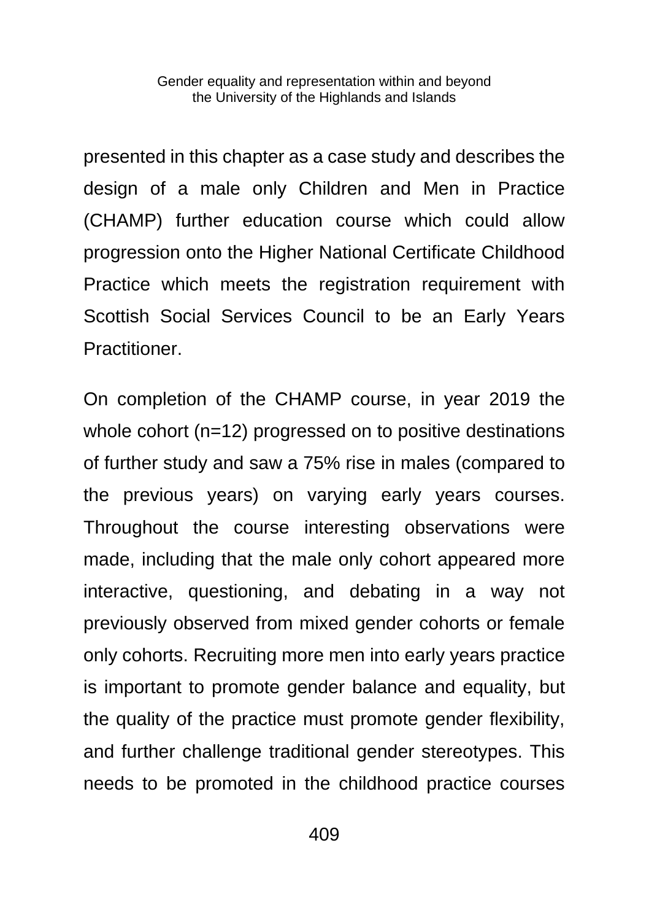presented in this chapter as a case study and describes the design of a male only Children and Men in Practice (CHAMP) further education course which could allow progression onto the Higher National Certificate Childhood Practice which meets the registration requirement with Scottish Social Services Council to be an Early Years Practitioner.

On completion of the CHAMP course, in year 2019 the whole cohort (n=12) progressed on to positive destinations of further study and saw a 75% rise in males (compared to the previous years) on varying early years courses. Throughout the course interesting observations were made, including that the male only cohort appeared more interactive, questioning, and debating in a way not previously observed from mixed gender cohorts or female only cohorts. Recruiting more men into early years practice is important to promote gender balance and equality, but the quality of the practice must promote gender flexibility, and further challenge traditional gender stereotypes. This needs to be promoted in the childhood practice courses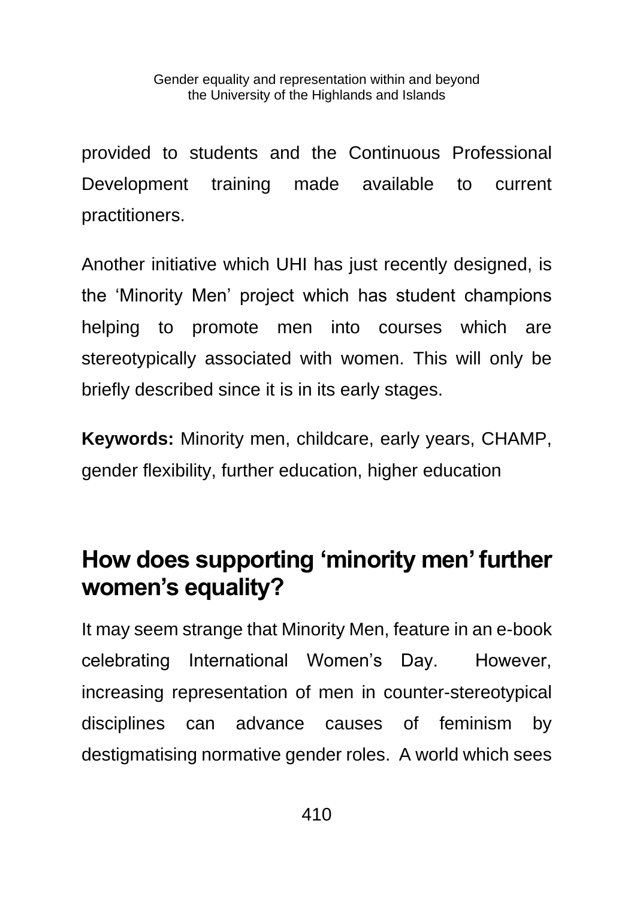provided to students and the Continuous Professional Development training made available to current practitioners.

Another initiative which UHI has just recently designed, is the 'Minority Men' project which has student champions helping to promote men into courses which are stereotypically associated with women. This will only be briefly described since it is in its early stages.

**Keywords:** Minority men, childcare, early years, CHAMP, gender flexibility, further education, higher education

## How does supporting 'minority men' further women's equality?

It may seem strange that Minority Men, feature in an e-book celebrating International Women's Day. However, increasing representation of men in counter-stereotypical disciplines can advance causes of feminism by destigmatising normative gender roles. A world which sees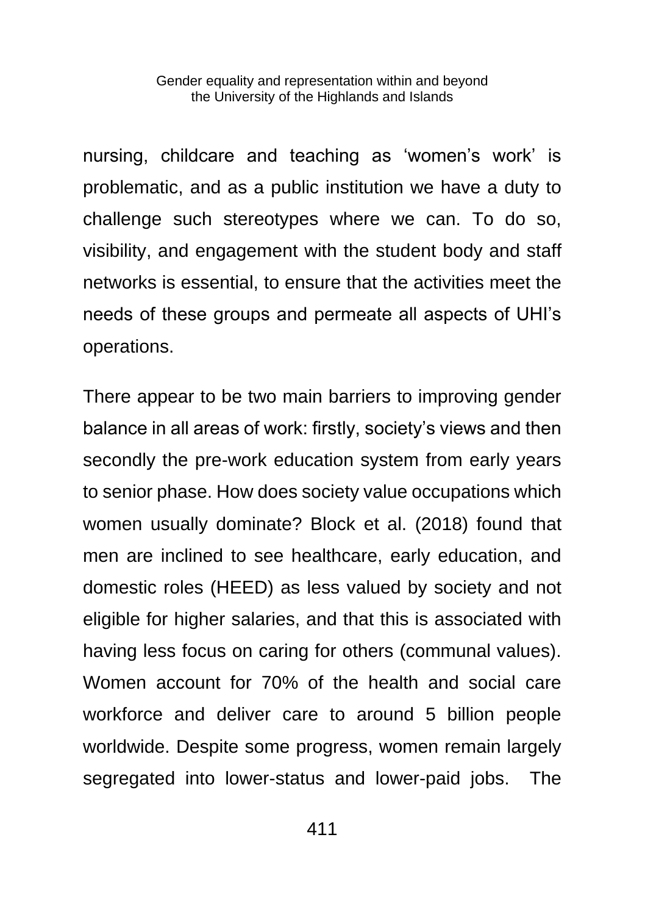nursing, childcare and teaching as 'women's work' is problematic, and as a public institution we have a duty to challenge such stereotypes where we can. To do so, visibility, and engagement with the student body and staff networks is essential, to ensure that the activities meet the needs of these groups and permeate all aspects of UHI's operations.

There appear to be two main barriers to improving gender balance in all areas of work: firstly, society's views and then secondly the pre-work education system from early years to senior phase. How does society value occupations which women usually dominate? Block et al. (2018) found that men are inclined to see healthcare, early education, and domestic roles (HEED) as less valued by society and not eligible for higher salaries, and that this is associated with having less focus on caring for others (communal values). Women account for 70% of the health and social care workforce and deliver care to around 5 billion people worldwide. Despite some progress, women remain largely segregated into lower-status and lower-paid jobs. The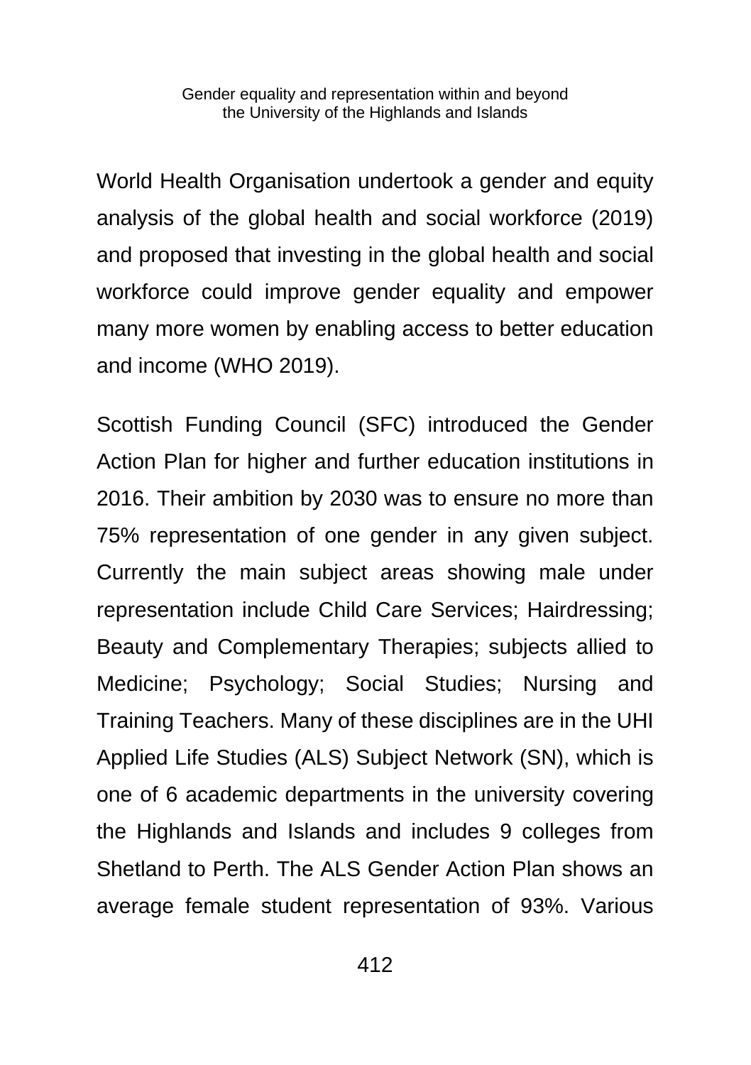World Health Organisation undertook a gender and equity analysis of the global health and social workforce (2019) and proposed that investing in the global health and social workforce could improve gender equality and empower many more women by enabling access to better education and income (WHO 2019).

Scottish Funding Council (SFC) introduced the Gender Action Plan for higher and further education institutions in 2016. Their ambition by 2030 was to ensure no more than 75% representation of one gender in any given subject. Currently the main subject areas showing male under representation include Child Care Services; Hairdressing; Beauty and Complementary Therapies; subjects allied to Medicine; Psychology; Social Studies; Nursing and Training Teachers. Many of these disciplines are in the UHI Applied Life Studies (ALS) Subject Network (SN), which is one of 6 academic departments in the university covering the Highlands and Islands and includes 9 colleges from Shetland to Perth. The ALS Gender Action Plan shows an average female student representation of 93%. Various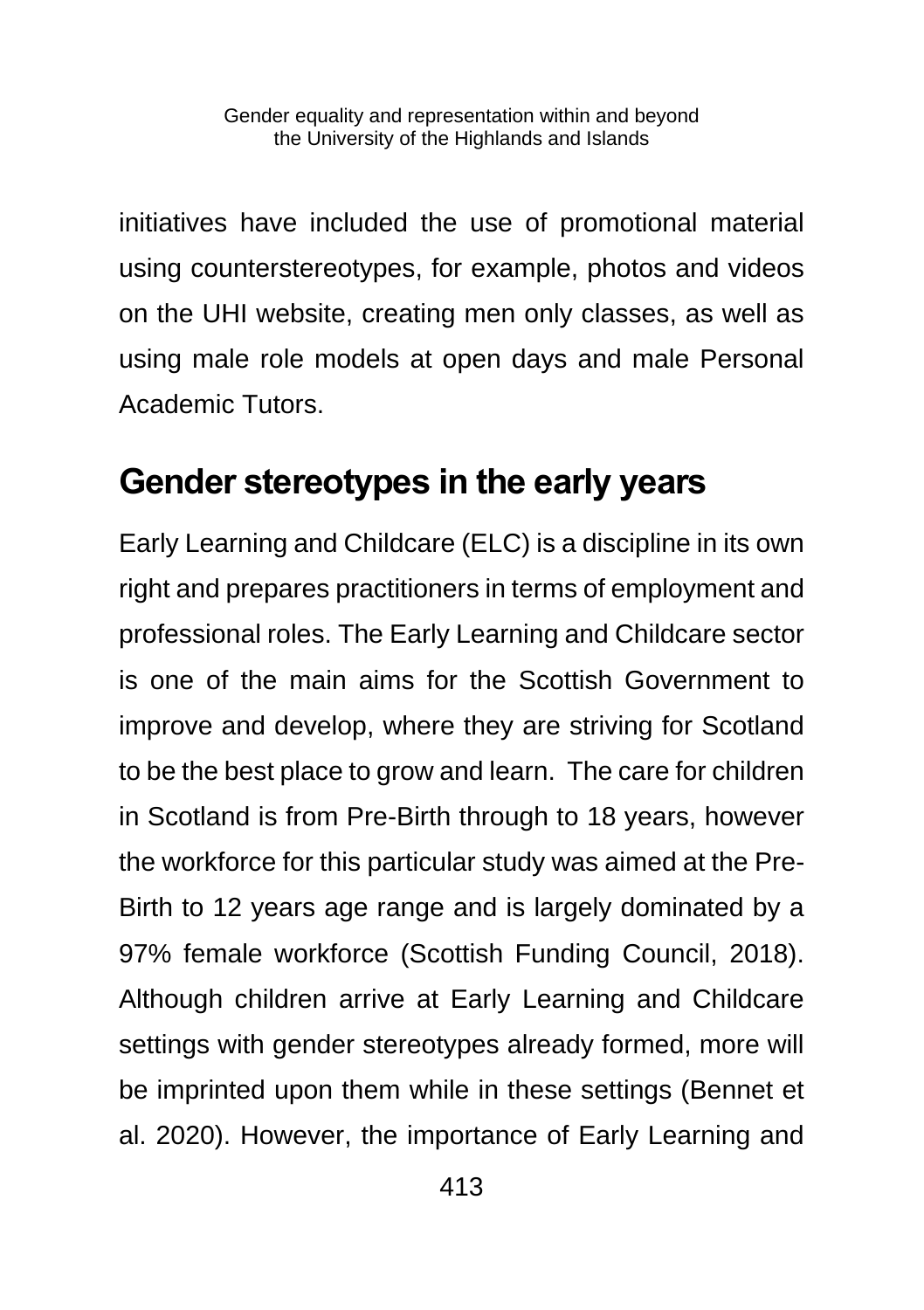initiatives have included the use of promotional material using counterstereotypes, for example, photos and videos on the UHI website, creating men only classes, as well as using male role models at open days and male Personal Academic Tutors.

## Gender stereotypes in the early years

Early Learning and Childcare (ELC) is a discipline in its own right and prepares practitioners in terms of employment and professional roles. The Early Learning and Childcare sector is one of the main aims for the Scottish Government to improve and develop, where they are striving for Scotland to be the best place to grow and learn. The care for children in Scotland is from Pre-Birth through to 18 years, however the workforce for this particular study was aimed at the Pre-Birth to 12 years age range and is largely dominated by a 97% female workforce (Scottish Funding Council, 2018). Although children arrive at Early Learning and Childcare settings with gender stereotypes already formed, more will be imprinted upon them while in these settings (Bennet et al. 2020). However, the importance of Early Learning and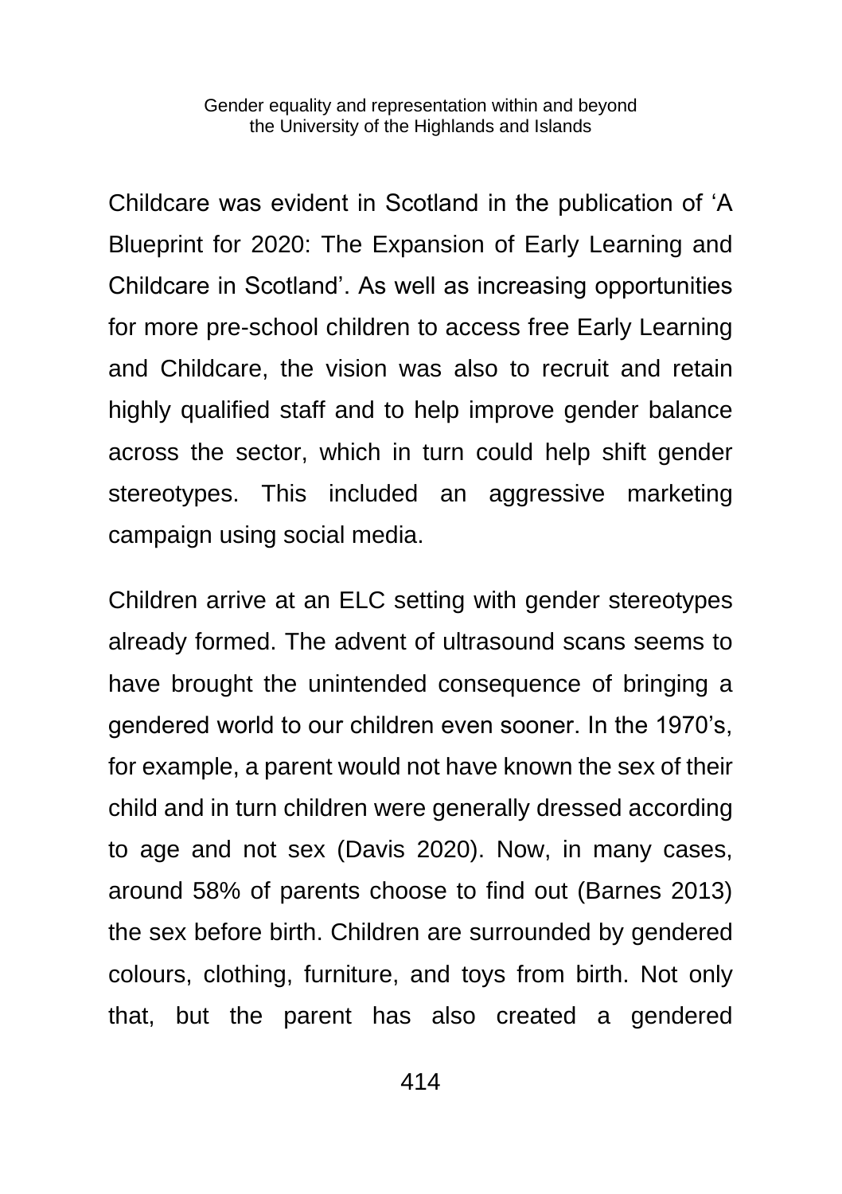Childcare was evident in Scotland in the publication of ‘A Blueprint for 2020: The Expansion of Early Learning and Childcare in Scotland’. As well as increasing opportunities for more pre-school children to access free Early Learning and Childcare, the vision was also to recruit and retain highly qualified staff and to help improve gender balance across the sector, which in turn could help shift gender stereotypes. This included an aggressive marketing campaign using social media.

Children arrive at an ELC setting with gender stereotypes already formed. The advent of ultrasound scans seems to have brought the unintended consequence of bringing a gendered world to our children even sooner. In the 1970’s, for example, a parent would not have known the sex of their child and in turn children were generally dressed according to age and not sex (Davis 2020). Now, in many cases, around 58% of parents choose to find out (Barnes 2013) the sex before birth. Children are surrounded by gendered colours, clothing, furniture, and toys from birth. Not only that, but the parent has also created a gendered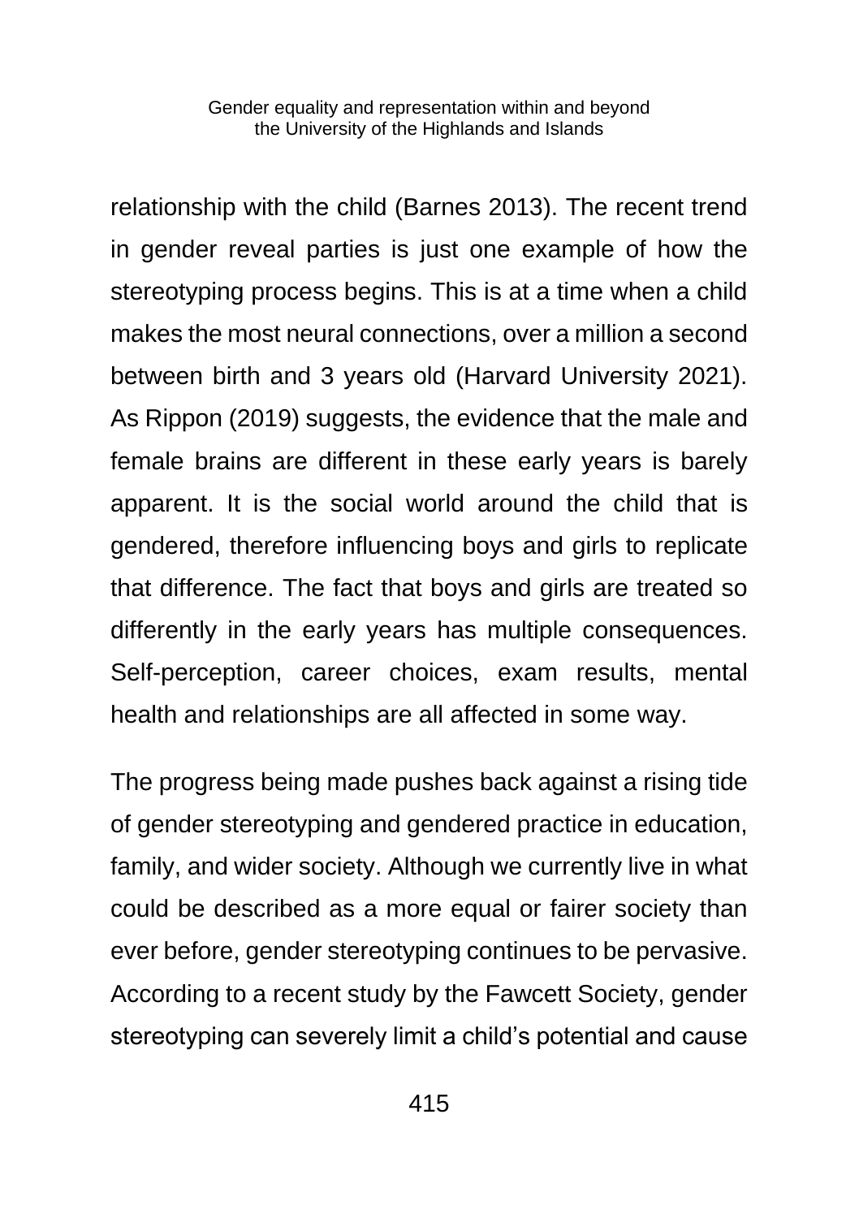relationship with the child (Barnes 2013). The recent trend in gender reveal parties is just one example of how the stereotyping process begins. This is at a time when a child makes the most neural connections, over a million a second between birth and 3 years old (Harvard University 2021). As Rippon (2019) suggests, the evidence that the male and female brains are different in these early years is barely apparent. It is the social world around the child that is gendered, therefore influencing boys and girls to replicate that difference. The fact that boys and girls are treated so differently in the early years has multiple consequences. Self-perception, career choices, exam results, mental health and relationships are all affected in some way.

The progress being made pushes back against a rising tide of gender stereotyping and gendered practice in education, family, and wider society. Although we currently live in what could be described as a more equal or fairer society than ever before, gender stereotyping continues to be pervasive. According to a recent study by the Fawcett Society, gender stereotyping can severely limit a child's potential and cause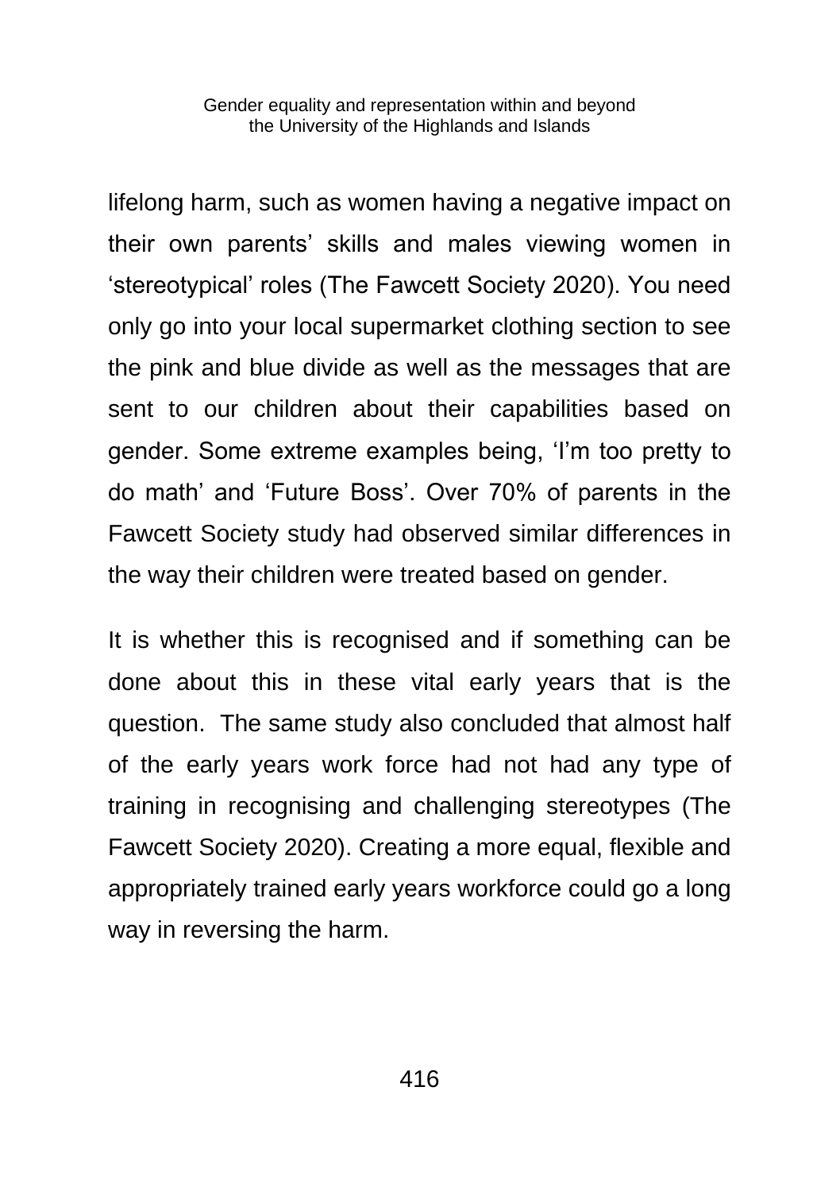lifelong harm, such as women having a negative impact on their own parents' skills and males viewing women in 'stereotypical' roles (The Fawcett Society 2020). You need only go into your local supermarket clothing section to see the pink and blue divide as well as the messages that are sent to our children about their capabilities based on gender. Some extreme examples being, 'I'm too pretty to do math' and 'Future Boss'. Over 70% of parents in the Fawcett Society study had observed similar differences in the way their children were treated based on gender.

It is whether this is recognised and if something can be done about this in these vital early years that is the question.  The same study also concluded that almost half of the early years work force had not had any type of training in recognising and challenging stereotypes (The Fawcett Society 2020). Creating a more equal, flexible and appropriately trained early years workforce could go a long way in reversing the harm.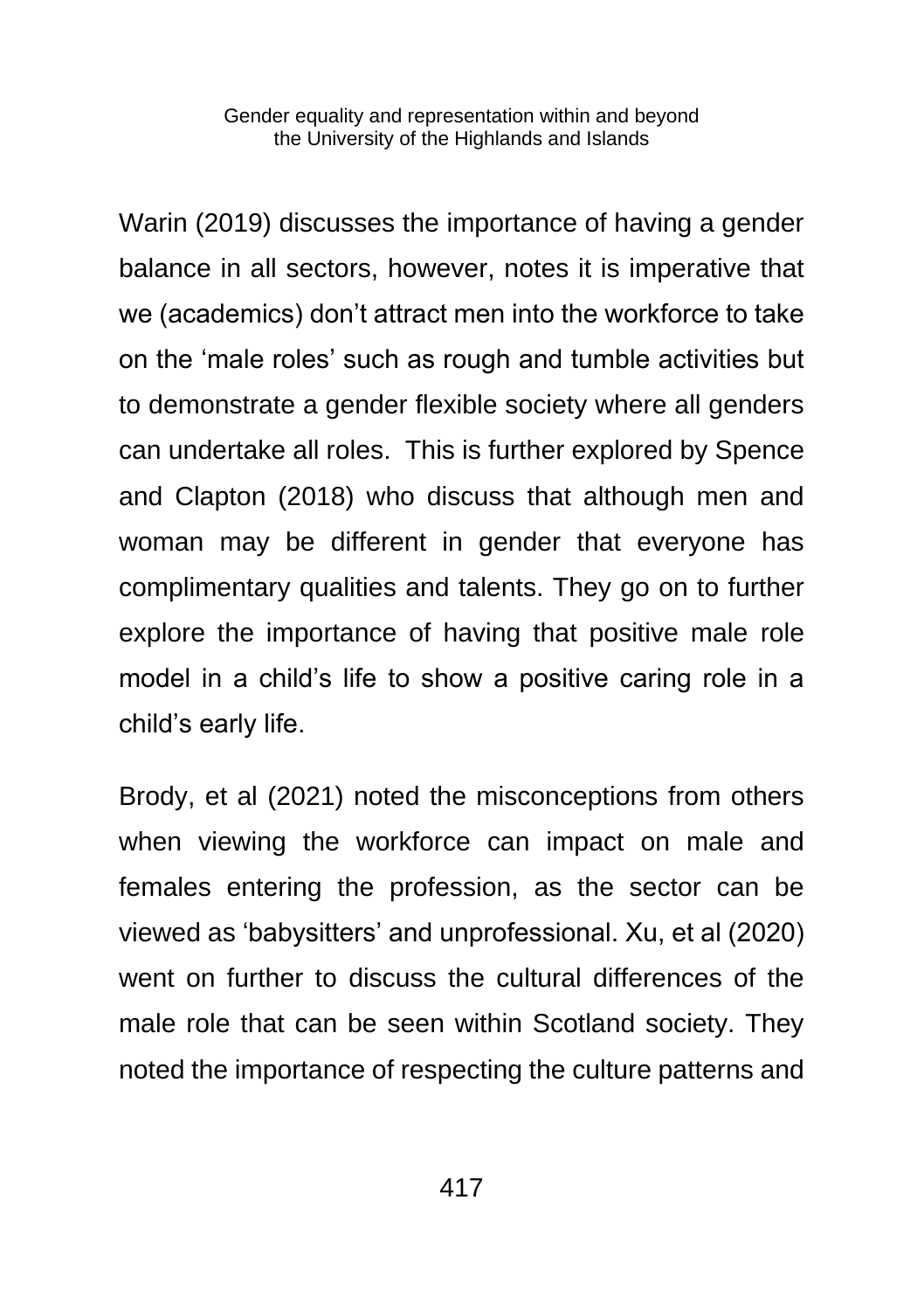Warin (2019) discusses the importance of having a gender balance in all sectors, however, notes it is imperative that we (academics) don't attract men into the workforce to take on the 'male roles' such as rough and tumble activities but to demonstrate a gender flexible society where all genders can undertake all roles. This is further explored by Spence and Clapton (2018) who discuss that although men and woman may be different in gender that everyone has complimentary qualities and talents. They go on to further explore the importance of having that positive male role model in a child's life to show a positive caring role in a child's early life.

Brody, et al (2021) noted the misconceptions from others when viewing the workforce can impact on male and females entering the profession, as the sector can be viewed as 'babysitters' and unprofessional. Xu, et al (2020) went on further to discuss the cultural differences of the male role that can be seen within Scotland society. They noted the importance of respecting the culture patterns and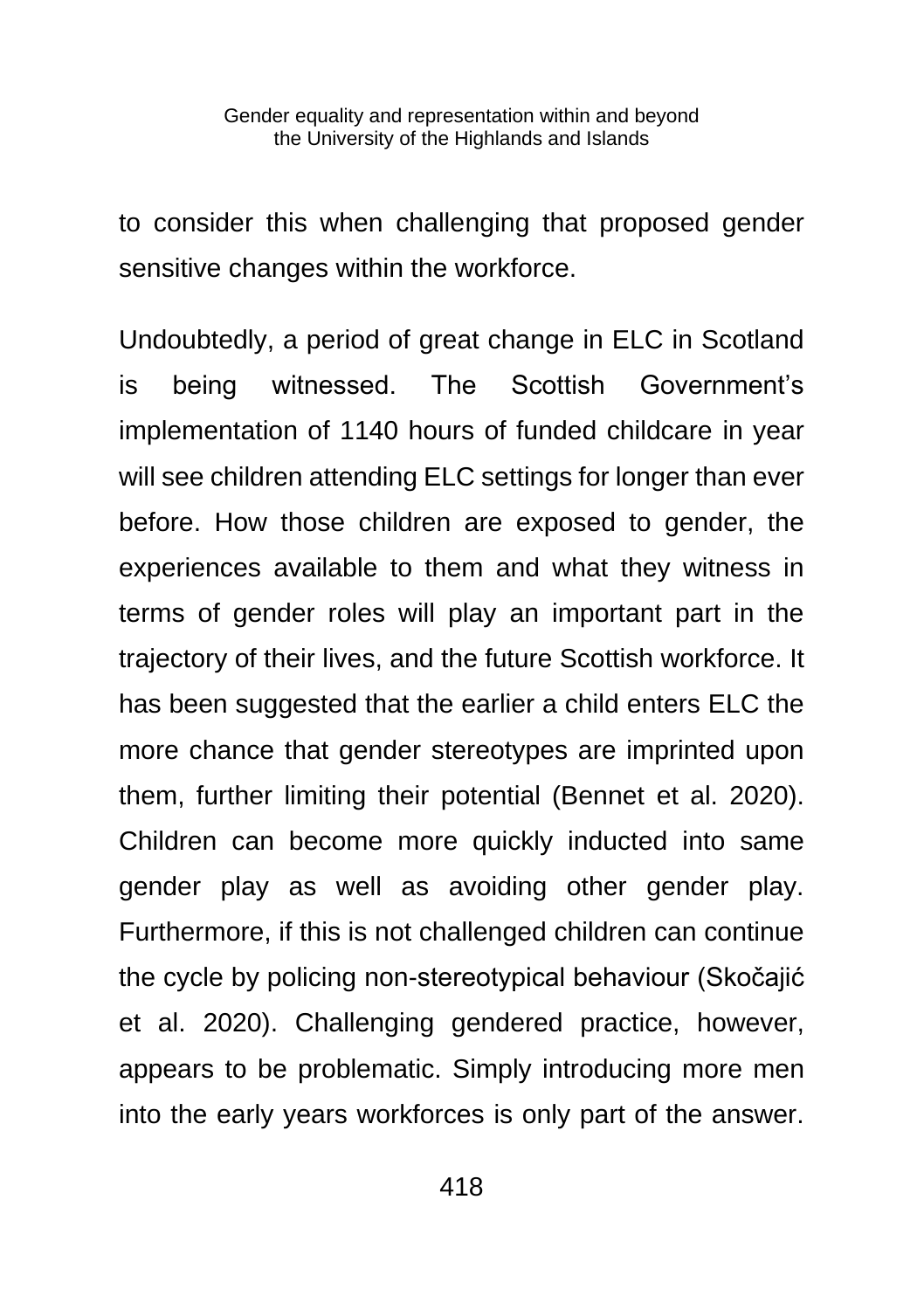to consider this when challenging that proposed gender sensitive changes within the workforce.

Undoubtedly, a period of great change in ELC in Scotland is being witnessed. The Scottish Government's implementation of 1140 hours of funded childcare in year will see children attending ELC settings for longer than ever before. How those children are exposed to gender, the experiences available to them and what they witness in terms of gender roles will play an important part in the trajectory of their lives, and the future Scottish workforce. It has been suggested that the earlier a child enters ELC the more chance that gender stereotypes are imprinted upon them, further limiting their potential (Bennet et al. 2020). Children can become more quickly inducted into same gender play as well as avoiding other gender play. Furthermore, if this is not challenged children can continue the cycle by policing non-stereotypical behaviour (Skočajić et al. 2020). Challenging gendered practice, however, appears to be problematic. Simply introducing more men into the early years workforces is only part of the answer.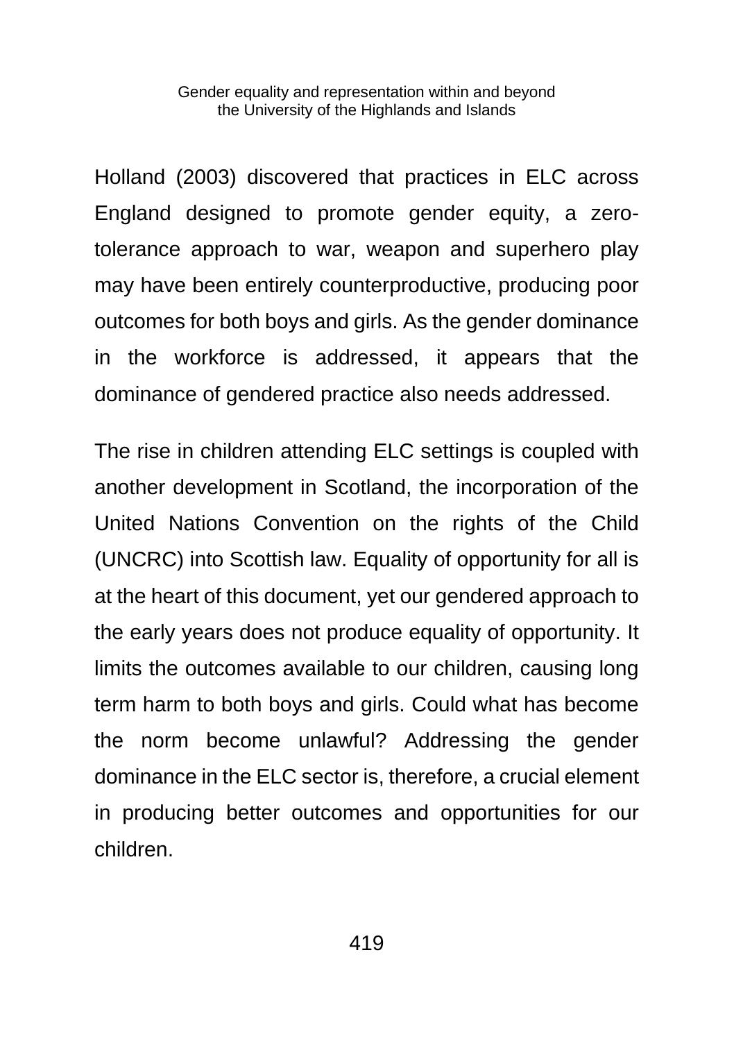Holland (2003) discovered that practices in ELC across England designed to promote gender equity, a zero-tolerance approach to war, weapon and superhero play may have been entirely counterproductive, producing poor outcomes for both boys and girls. As the gender dominance in the workforce is addressed, it appears that the dominance of gendered practice also needs addressed.

The rise in children attending ELC settings is coupled with another development in Scotland, the incorporation of the United Nations Convention on the rights of the Child (UNCRC) into Scottish law. Equality of opportunity for all is at the heart of this document, yet our gendered approach to the early years does not produce equality of opportunity. It limits the outcomes available to our children, causing long term harm to both boys and girls. Could what has become the norm become unlawful? Addressing the gender dominance in the ELC sector is, therefore, a crucial element in producing better outcomes and opportunities for our children.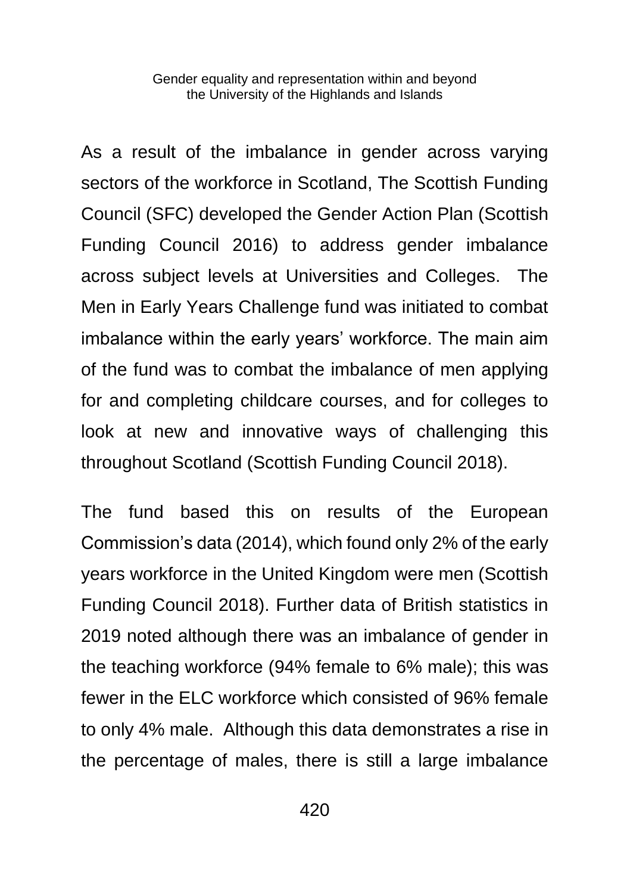As a result of the imbalance in gender across varying sectors of the workforce in Scotland, The Scottish Funding Council (SFC) developed the Gender Action Plan (Scottish Funding Council 2016) to address gender imbalance across subject levels at Universities and Colleges. The Men in Early Years Challenge fund was initiated to combat imbalance within the early years' workforce. The main aim of the fund was to combat the imbalance of men applying for and completing childcare courses, and for colleges to look at new and innovative ways of challenging this throughout Scotland (Scottish Funding Council 2018).

The fund based this on results of the European Commission's data (2014), which found only 2% of the early years workforce in the United Kingdom were men (Scottish Funding Council 2018). Further data of British statistics in 2019 noted although there was an imbalance of gender in the teaching workforce (94% female to 6% male); this was fewer in the ELC workforce which consisted of 96% female to only 4% male. Although this data demonstrates a rise in the percentage of males, there is still a large imbalance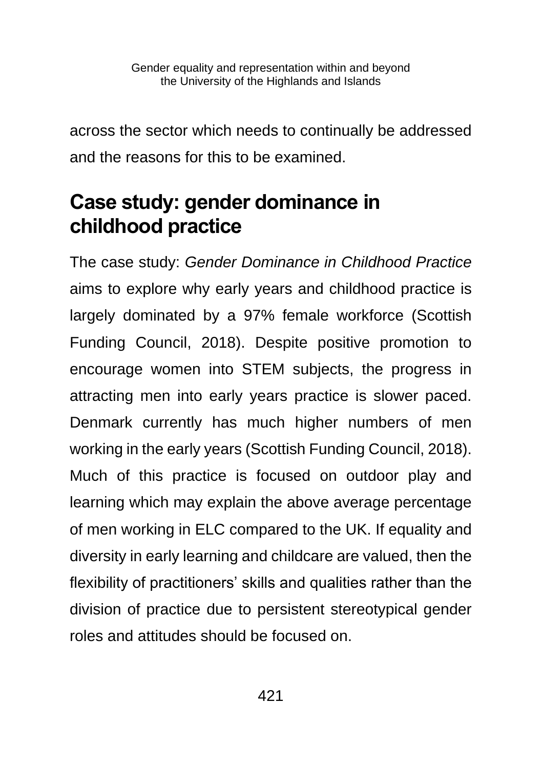across the sector which needs to continually be addressed and the reasons for this to be examined.

## Case study: gender dominance in childhood practice

The case study: *Gender Dominance in Childhood Practice* aims to explore why early years and childhood practice is largely dominated by a 97% female workforce (Scottish Funding Council, 2018). Despite positive promotion to encourage women into STEM subjects, the progress in attracting men into early years practice is slower paced. Denmark currently has much higher numbers of men working in the early years (Scottish Funding Council, 2018). Much of this practice is focused on outdoor play and learning which may explain the above average percentage of men working in ELC compared to the UK. If equality and diversity in early learning and childcare are valued, then the flexibility of practitioners' skills and qualities rather than the division of practice due to persistent stereotypical gender roles and attitudes should be focused on.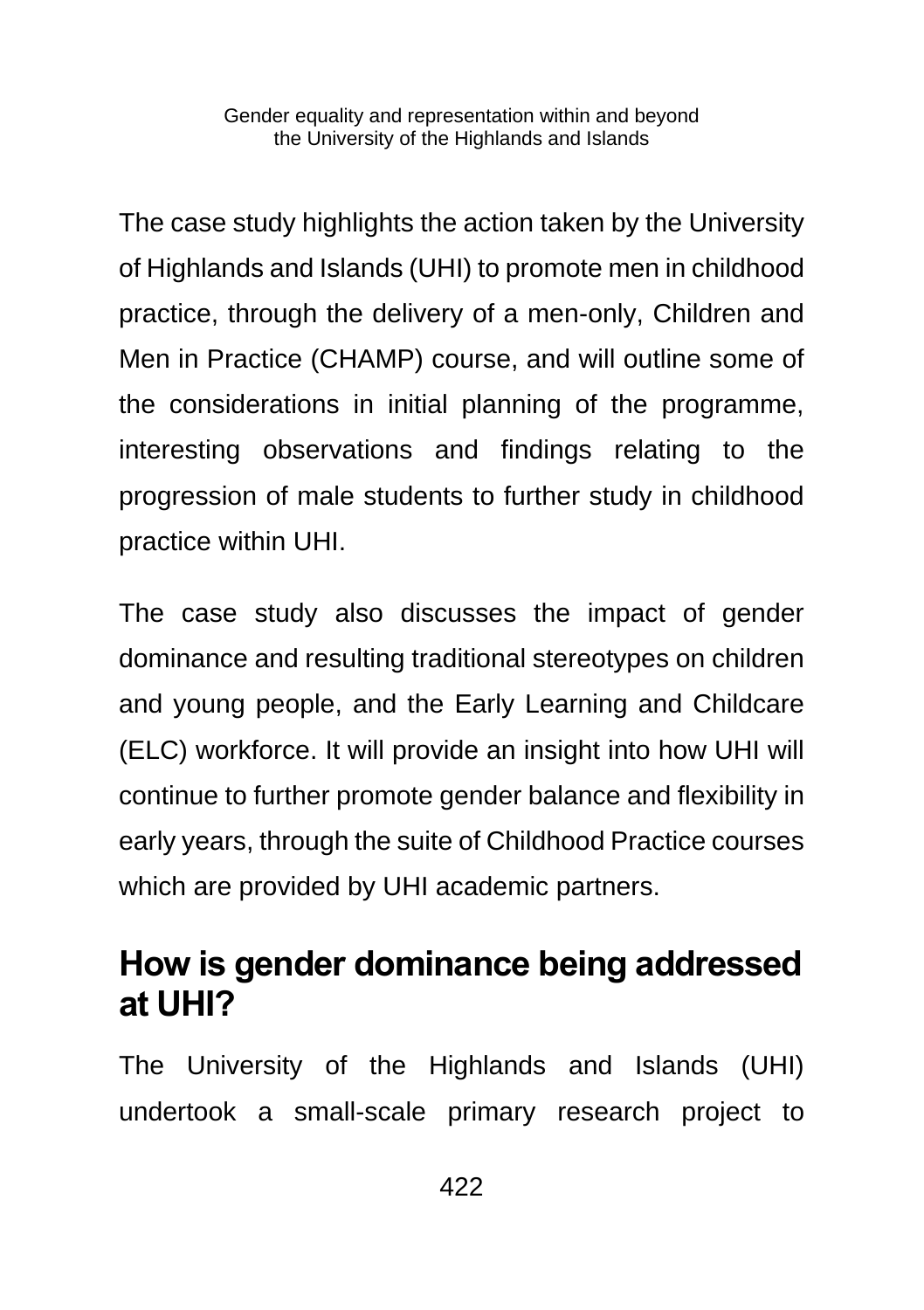The case study highlights the action taken by the University of Highlands and Islands (UHI) to promote men in childhood practice, through the delivery of a men-only, Children and Men in Practice (CHAMP) course, and will outline some of the considerations in initial planning of the programme, interesting observations and findings relating to the progression of male students to further study in childhood practice within UHI.

The case study also discusses the impact of gender dominance and resulting traditional stereotypes on children and young people, and the Early Learning and Childcare (ELC) workforce. It will provide an insight into how UHI will continue to further promote gender balance and flexibility in early years, through the suite of Childhood Practice courses which are provided by UHI academic partners.

## How is gender dominance being addressed at UHI?

The University of the Highlands and Islands (UHI) undertook a small-scale primary research project to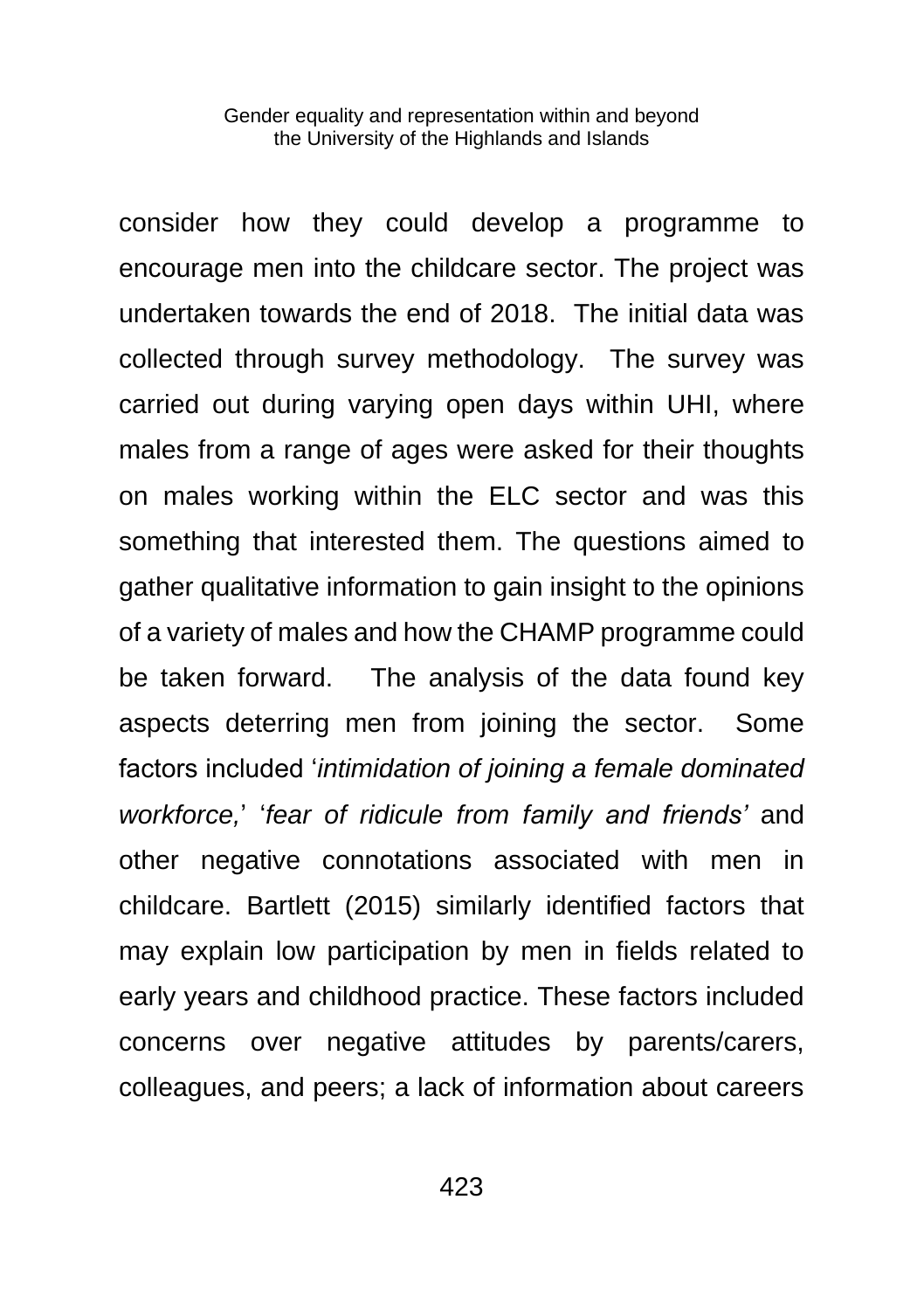consider how they could develop a programme to encourage men into the childcare sector. The project was undertaken towards the end of 2018. The initial data was collected through survey methodology. The survey was carried out during varying open days within UHI, where males from a range of ages were asked for their thoughts on males working within the ELC sector and was this something that interested them. The questions aimed to gather qualitative information to gain insight to the opinions of a variety of males and how the CHAMP programme could be taken forward. The analysis of the data found key aspects deterring men from joining the sector. Some factors included '*intimidation of joining a female dominated workforce,*' '*fear of ridicule from family and friends'* and other negative connotations associated with men in childcare. Bartlett (2015) similarly identified factors that may explain low participation by men in fields related to early years and childhood practice. These factors included concerns over negative attitudes by parents/carers, colleagues, and peers; a lack of information about careers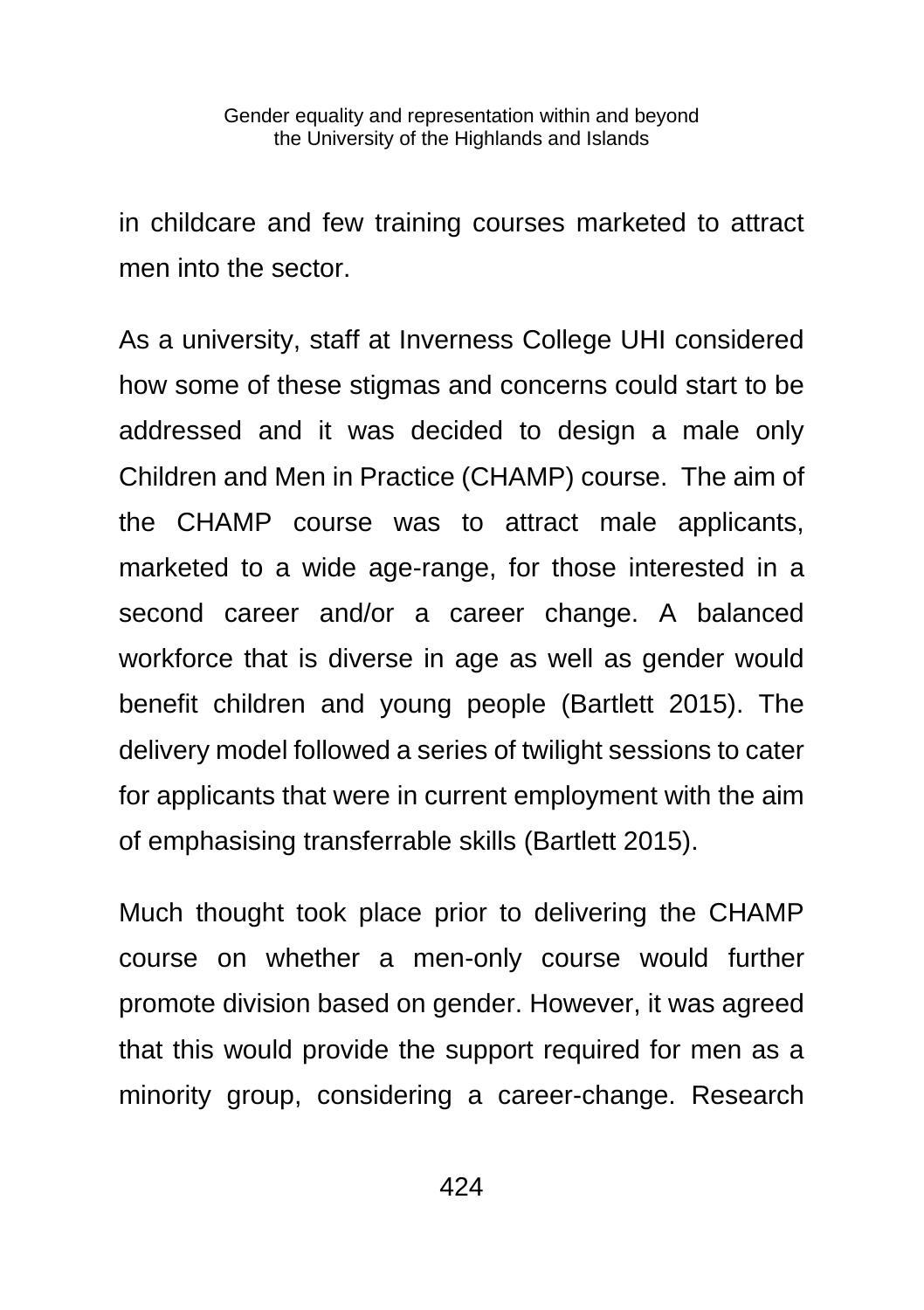in childcare and few training courses marketed to attract men into the sector.

As a university, staff at Inverness College UHI considered how some of these stigmas and concerns could start to be addressed and it was decided to design a male only Children and Men in Practice (CHAMP) course. The aim of the CHAMP course was to attract male applicants, marketed to a wide age-range, for those interested in a second career and/or a career change. A balanced workforce that is diverse in age as well as gender would benefit children and young people (Bartlett 2015). The delivery model followed a series of twilight sessions to cater for applicants that were in current employment with the aim of emphasising transferrable skills (Bartlett 2015).

Much thought took place prior to delivering the CHAMP course on whether a men-only course would further promote division based on gender. However, it was agreed that this would provide the support required for men as a minority group, considering a career-change. Research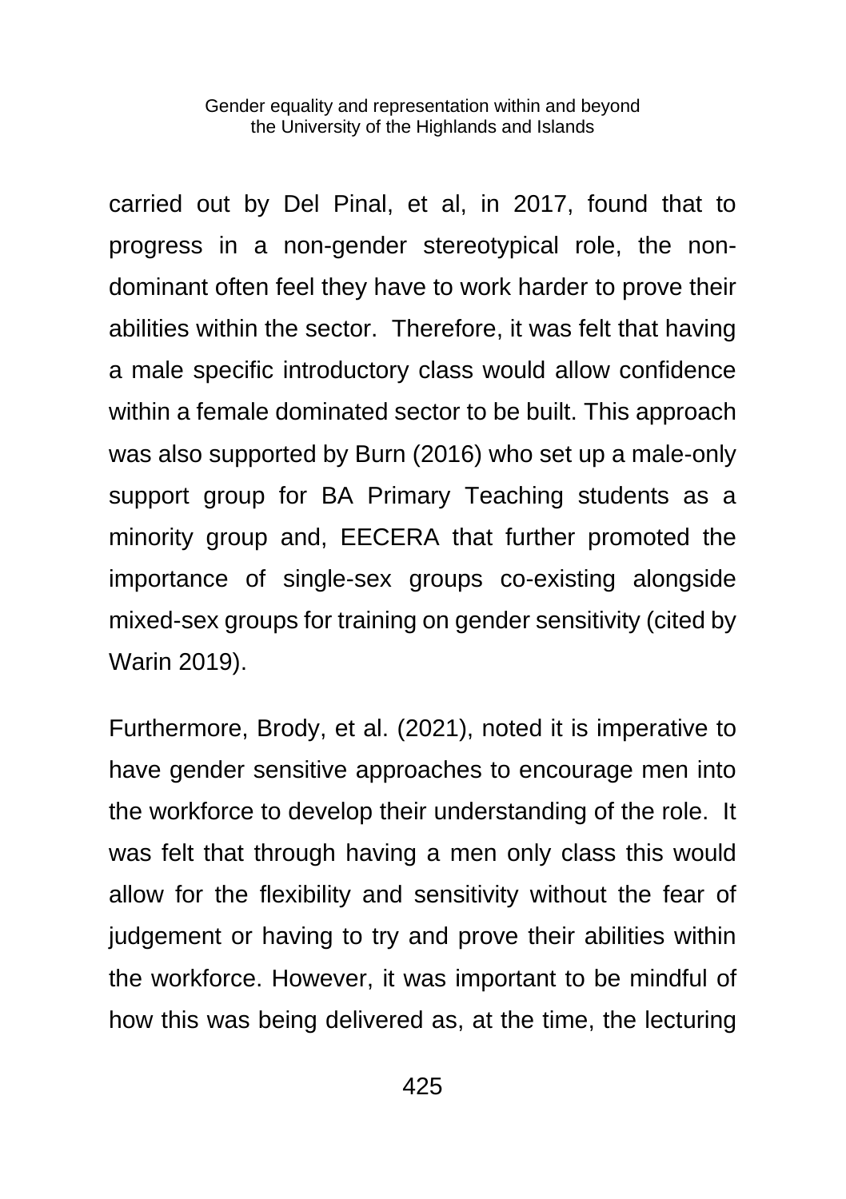carried out by Del Pinal, et al, in 2017, found that to progress in a non-gender stereotypical role, the non-dominant often feel they have to work harder to prove their abilities within the sector. Therefore, it was felt that having a male specific introductory class would allow confidence within a female dominated sector to be built. This approach was also supported by Burn (2016) who set up a male-only support group for BA Primary Teaching students as a minority group and, EECERA that further promoted the importance of single-sex groups co-existing alongside mixed-sex groups for training on gender sensitivity (cited by Warin 2019).

Furthermore, Brody, et al. (2021), noted it is imperative to have gender sensitive approaches to encourage men into the workforce to develop their understanding of the role. It was felt that through having a men only class this would allow for the flexibility and sensitivity without the fear of judgement or having to try and prove their abilities within the workforce. However, it was important to be mindful of how this was being delivered as, at the time, the lecturing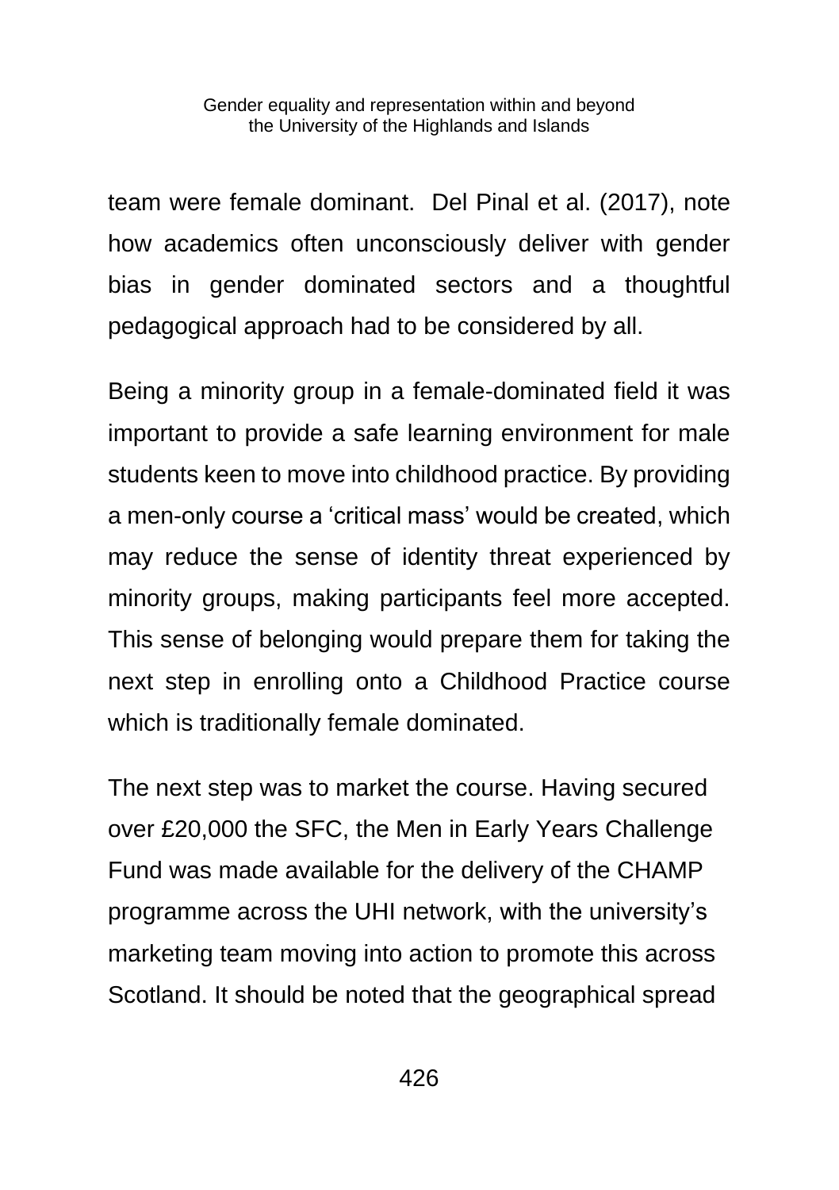team were female dominant.  Del Pinal et al. (2017), note how academics often unconsciously deliver with gender bias in gender dominated sectors and a thoughtful pedagogical approach had to be considered by all.

Being a minority group in a female-dominated field it was important to provide a safe learning environment for male students keen to move into childhood practice. By providing a men-only course a 'critical mass' would be created, which may reduce the sense of identity threat experienced by minority groups, making participants feel more accepted. This sense of belonging would prepare them for taking the next step in enrolling onto a Childhood Practice course which is traditionally female dominated.

The next step was to market the course. Having secured over £20,000 the SFC, the Men in Early Years Challenge Fund was made available for the delivery of the CHAMP programme across the UHI network, with the university's marketing team moving into action to promote this across Scotland. It should be noted that the geographical spread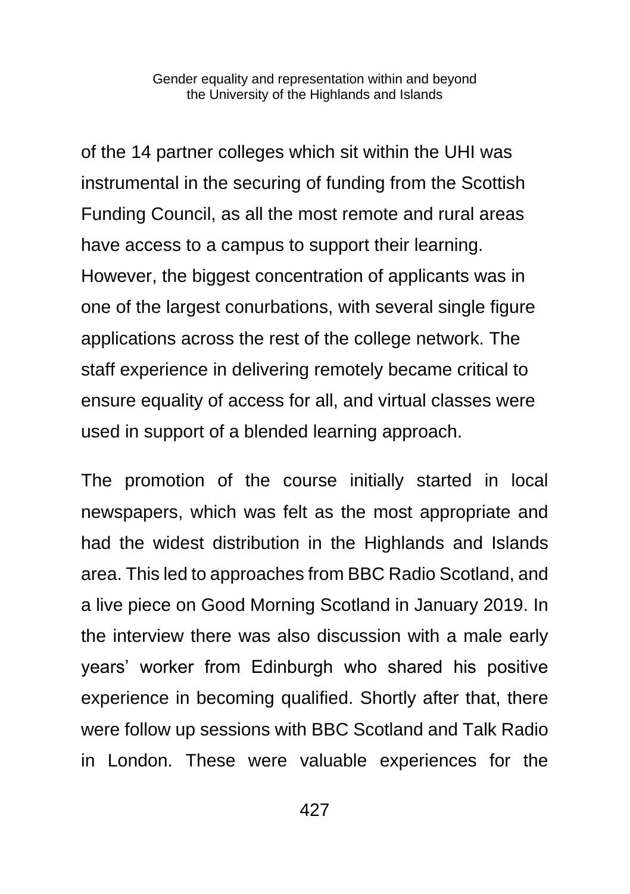of the 14 partner colleges which sit within the UHI was instrumental in the securing of funding from the Scottish Funding Council, as all the most remote and rural areas have access to a campus to support their learning. However, the biggest concentration of applicants was in one of the largest conurbations, with several single figure applications across the rest of the college network. The staff experience in delivering remotely became critical to ensure equality of access for all, and virtual classes were used in support of a blended learning approach.

The promotion of the course initially started in local newspapers, which was felt as the most appropriate and had the widest distribution in the Highlands and Islands area. This led to approaches from BBC Radio Scotland, and a live piece on Good Morning Scotland in January 2019. In the interview there was also discussion with a male early years' worker from Edinburgh who shared his positive experience in becoming qualified. Shortly after that, there were follow up sessions with BBC Scotland and Talk Radio in London. These were valuable experiences for the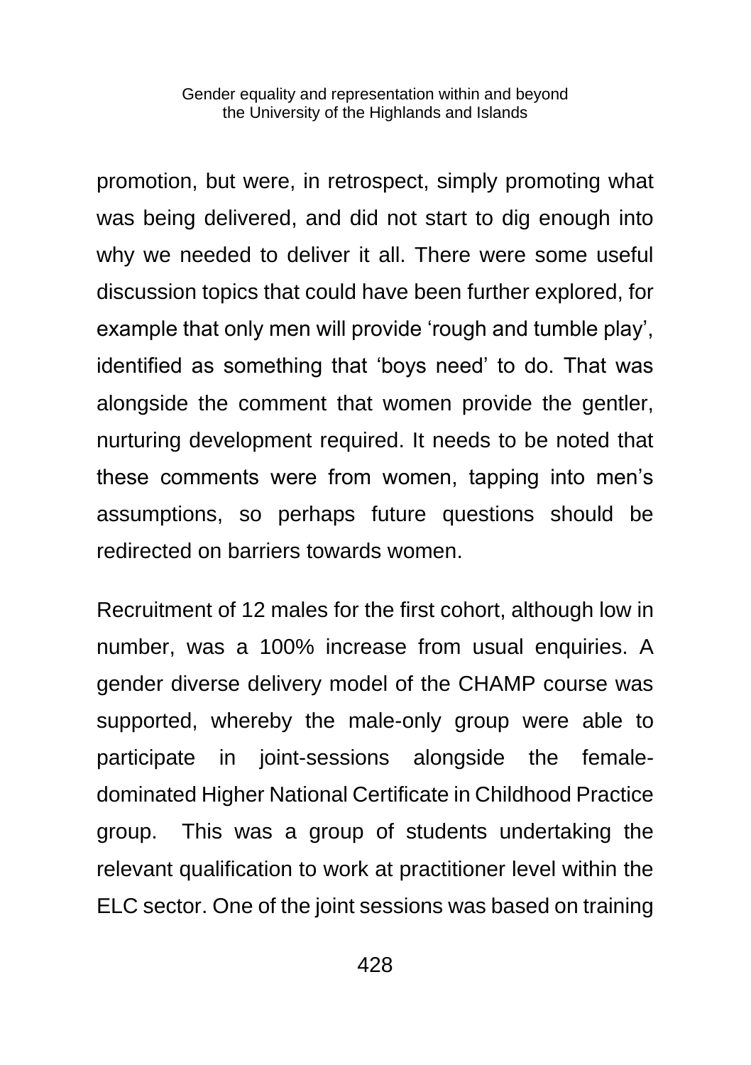promotion, but were, in retrospect, simply promoting what was being delivered, and did not start to dig enough into why we needed to deliver it all. There were some useful discussion topics that could have been further explored, for example that only men will provide 'rough and tumble play', identified as something that 'boys need' to do. That was alongside the comment that women provide the gentler, nurturing development required. It needs to be noted that these comments were from women, tapping into men's assumptions, so perhaps future questions should be redirected on barriers towards women.

Recruitment of 12 males for the first cohort, although low in number, was a 100% increase from usual enquiries. A gender diverse delivery model of the CHAMP course was supported, whereby the male-only group were able to participate in joint-sessions alongside the female-dominated Higher National Certificate in Childhood Practice group. This was a group of students undertaking the relevant qualification to work at practitioner level within the ELC sector. One of the joint sessions was based on training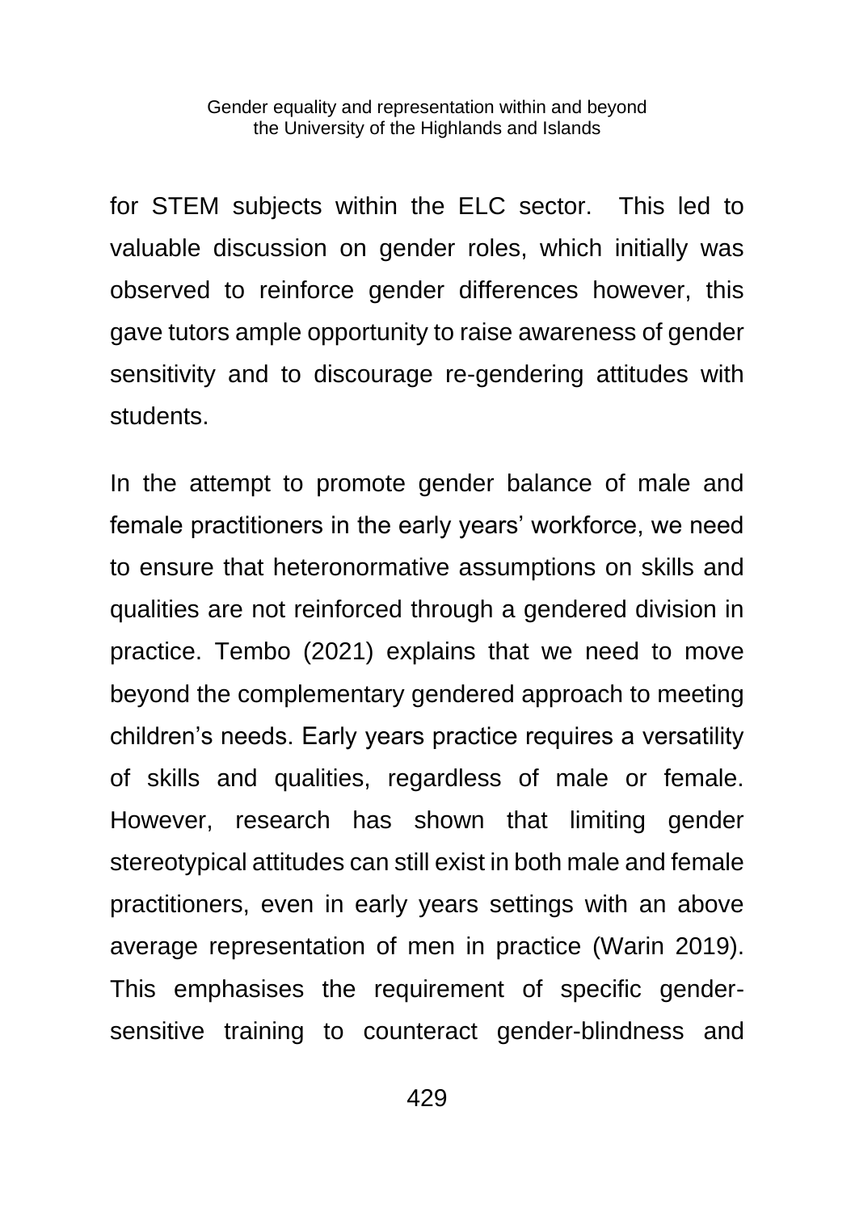for STEM subjects within the ELC sector.  This led to valuable discussion on gender roles, which initially was observed to reinforce gender differences however, this gave tutors ample opportunity to raise awareness of gender sensitivity and to discourage re-gendering attitudes with students.

In the attempt to promote gender balance of male and female practitioners in the early years' workforce, we need to ensure that heteronormative assumptions on skills and qualities are not reinforced through a gendered division in practice. Tembo (2021) explains that we need to move beyond the complementary gendered approach to meeting children's needs. Early years practice requires a versatility of skills and qualities, regardless of male or female. However, research has shown that limiting gender stereotypical attitudes can still exist in both male and female practitioners, even in early years settings with an above average representation of men in practice (Warin 2019). This emphasises the requirement of specific gender-sensitive training to counteract gender-blindness and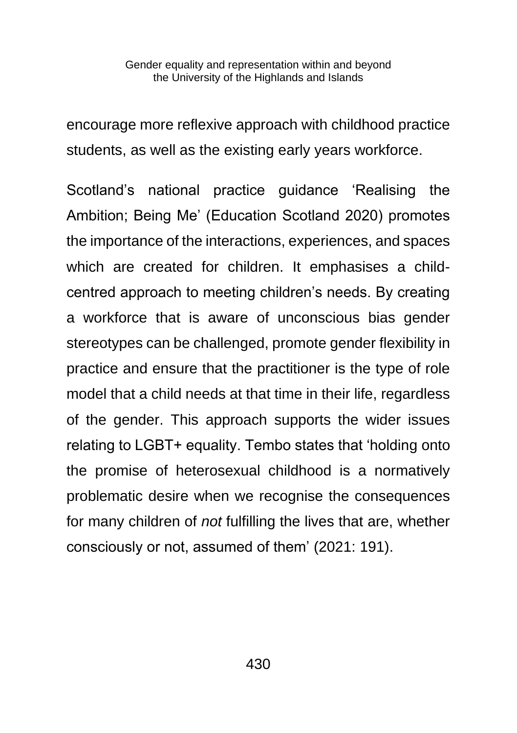encourage more reflexive approach with childhood practice students, as well as the existing early years workforce.

Scotland's national practice guidance 'Realising the Ambition; Being Me' (Education Scotland 2020) promotes the importance of the interactions, experiences, and spaces which are created for children. It emphasises a child-centred approach to meeting children's needs. By creating a workforce that is aware of unconscious bias gender stereotypes can be challenged, promote gender flexibility in practice and ensure that the practitioner is the type of role model that a child needs at that time in their life, regardless of the gender. This approach supports the wider issues relating to LGBT+ equality. Tembo states that 'holding onto the promise of heterosexual childhood is a normatively problematic desire when we recognise the consequences for many children of *not* fulfilling the lives that are, whether consciously or not, assumed of them' (2021: 191).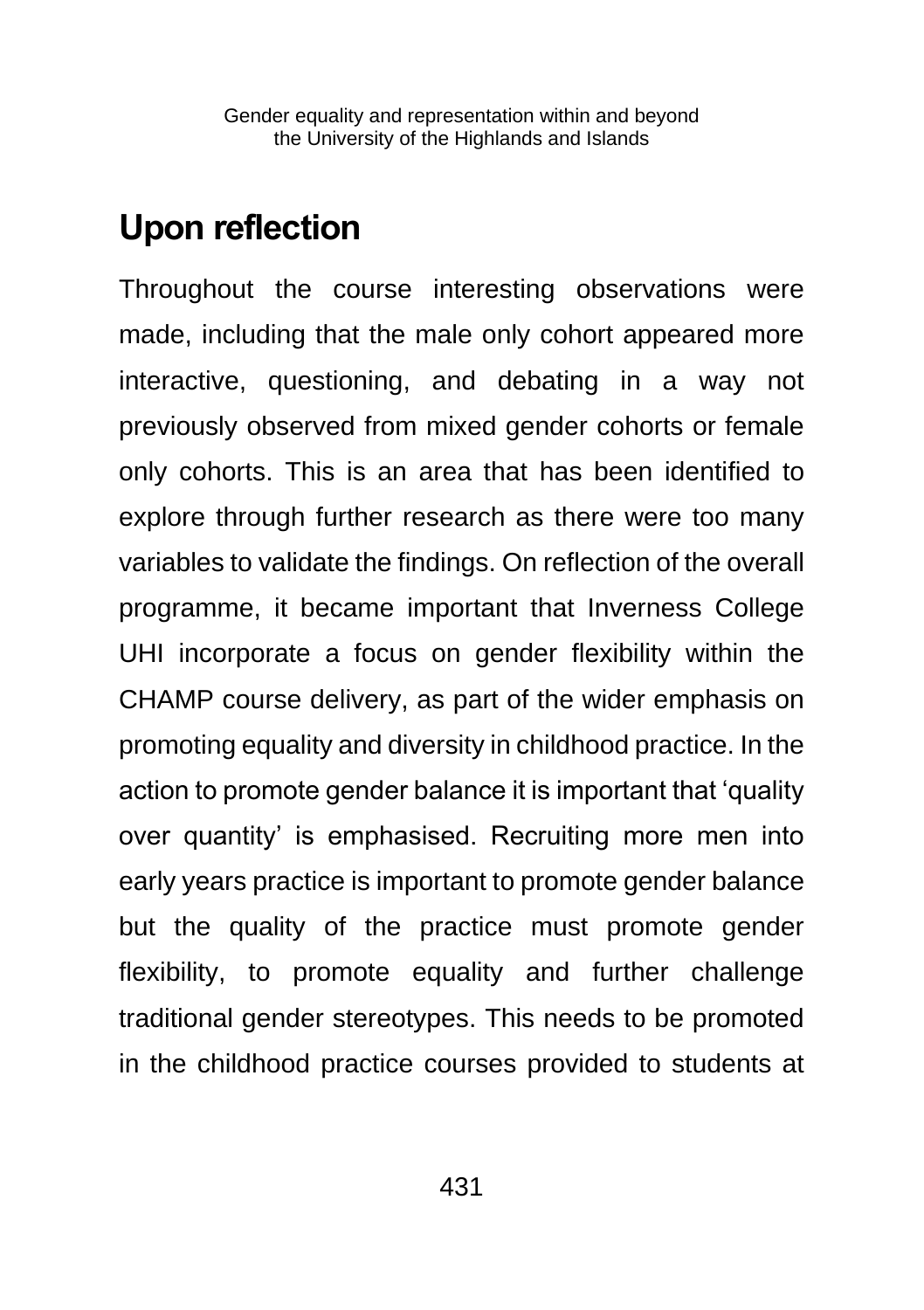## Upon reflection

Throughout the course interesting observations were made, including that the male only cohort appeared more interactive, questioning, and debating in a way not previously observed from mixed gender cohorts or female only cohorts. This is an area that has been identified to explore through further research as there were too many variables to validate the findings. On reflection of the overall programme, it became important that Inverness College UHI incorporate a focus on gender flexibility within the CHAMP course delivery, as part of the wider emphasis on promoting equality and diversity in childhood practice. In the action to promote gender balance it is important that 'quality over quantity' is emphasised. Recruiting more men into early years practice is important to promote gender balance but the quality of the practice must promote gender flexibility, to promote equality and further challenge traditional gender stereotypes. This needs to be promoted in the childhood practice courses provided to students at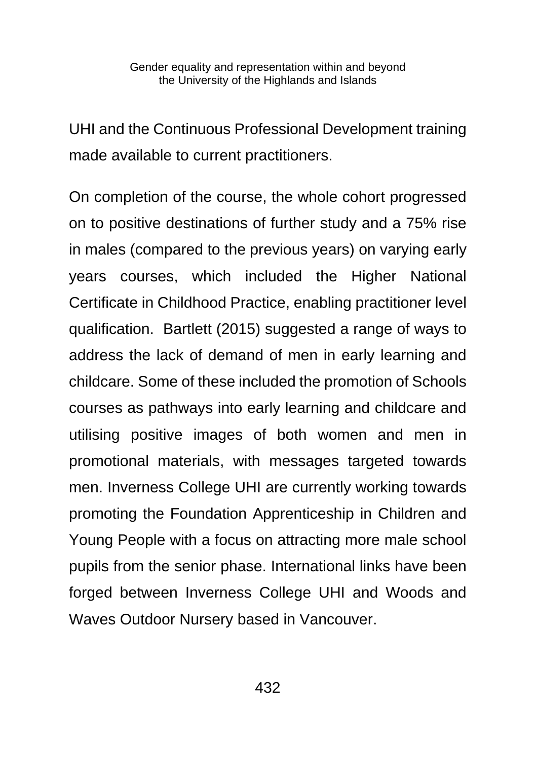UHI and the Continuous Professional Development training made available to current practitioners.

On completion of the course, the whole cohort progressed on to positive destinations of further study and a 75% rise in males (compared to the previous years) on varying early years courses, which included the Higher National Certificate in Childhood Practice, enabling practitioner level qualification. Bartlett (2015) suggested a range of ways to address the lack of demand of men in early learning and childcare. Some of these included the promotion of Schools courses as pathways into early learning and childcare and utilising positive images of both women and men in promotional materials, with messages targeted towards men. Inverness College UHI are currently working towards promoting the Foundation Apprenticeship in Children and Young People with a focus on attracting more male school pupils from the senior phase. International links have been forged between Inverness College UHI and Woods and Waves Outdoor Nursery based in Vancouver.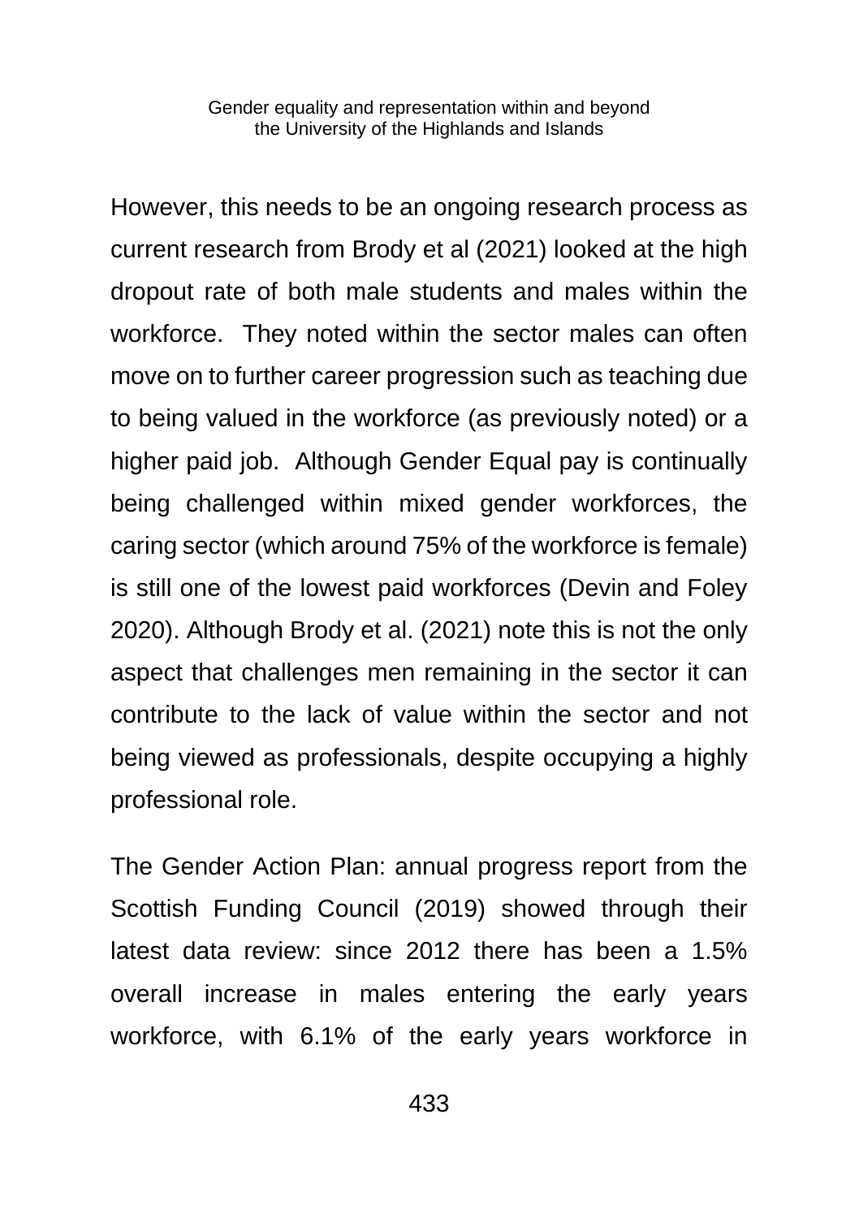However, this needs to be an ongoing research process as current research from Brody et al (2021) looked at the high dropout rate of both male students and males within the workforce. They noted within the sector males can often move on to further career progression such as teaching due to being valued in the workforce (as previously noted) or a higher paid job. Although Gender Equal pay is continually being challenged within mixed gender workforces, the caring sector (which around 75% of the workforce is female) is still one of the lowest paid workforces (Devin and Foley 2020). Although Brody et al. (2021) note this is not the only aspect that challenges men remaining in the sector it can contribute to the lack of value within the sector and not being viewed as professionals, despite occupying a highly professional role.

The Gender Action Plan: annual progress report from the Scottish Funding Council (2019) showed through their latest data review: since 2012 there has been a 1.5% overall increase in males entering the early years workforce, with 6.1% of the early years workforce in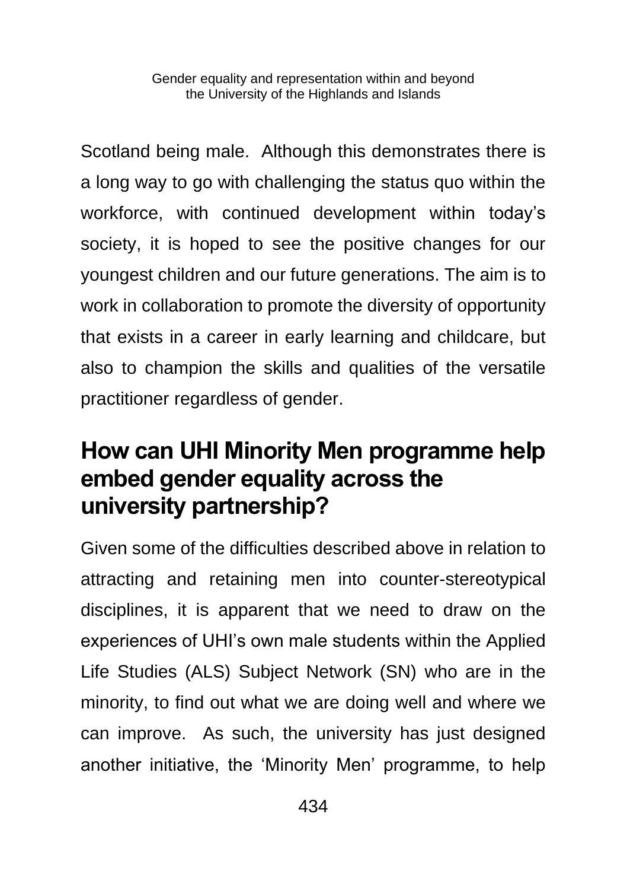Scotland being male. Although this demonstrates there is a long way to go with challenging the status quo within the workforce, with continued development within today's society, it is hoped to see the positive changes for our youngest children and our future generations. The aim is to work in collaboration to promote the diversity of opportunity that exists in a career in early learning and childcare, but also to champion the skills and qualities of the versatile practitioner regardless of gender.

## How can UHI Minority Men programme help embed gender equality across the university partnership?

Given some of the difficulties described above in relation to attracting and retaining men into counter-stereotypical disciplines, it is apparent that we need to draw on the experiences of UHI's own male students within the Applied Life Studies (ALS) Subject Network (SN) who are in the minority, to find out what we are doing well and where we can improve. As such, the university has just designed another initiative, the 'Minority Men' programme, to help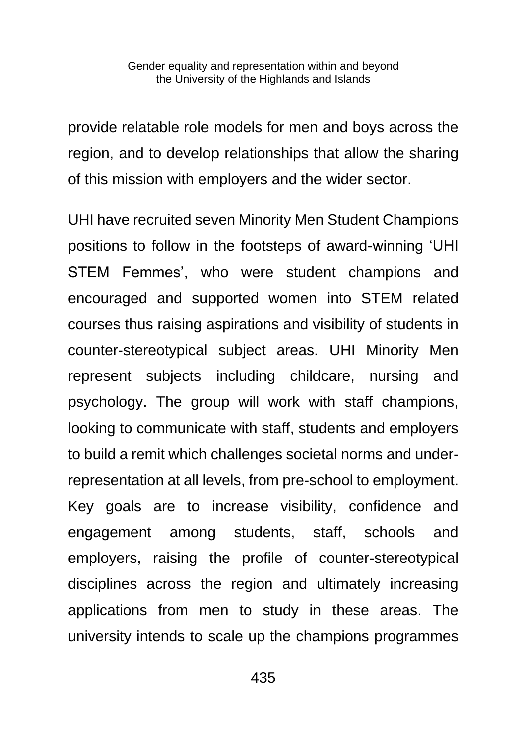provide relatable role models for men and boys across the region, and to develop relationships that allow the sharing of this mission with employers and the wider sector.

UHI have recruited seven Minority Men Student Champions positions to follow in the footsteps of award-winning 'UHI STEM Femmes', who were student champions and encouraged and supported women into STEM related courses thus raising aspirations and visibility of students in counter-stereotypical subject areas. UHI Minority Men represent subjects including childcare, nursing and psychology. The group will work with staff champions, looking to communicate with staff, students and employers to build a remit which challenges societal norms and under-representation at all levels, from pre-school to employment. Key goals are to increase visibility, confidence and engagement among students, staff, schools and employers, raising the profile of counter-stereotypical disciplines across the region and ultimately increasing applications from men to study in these areas. The university intends to scale up the champions programmes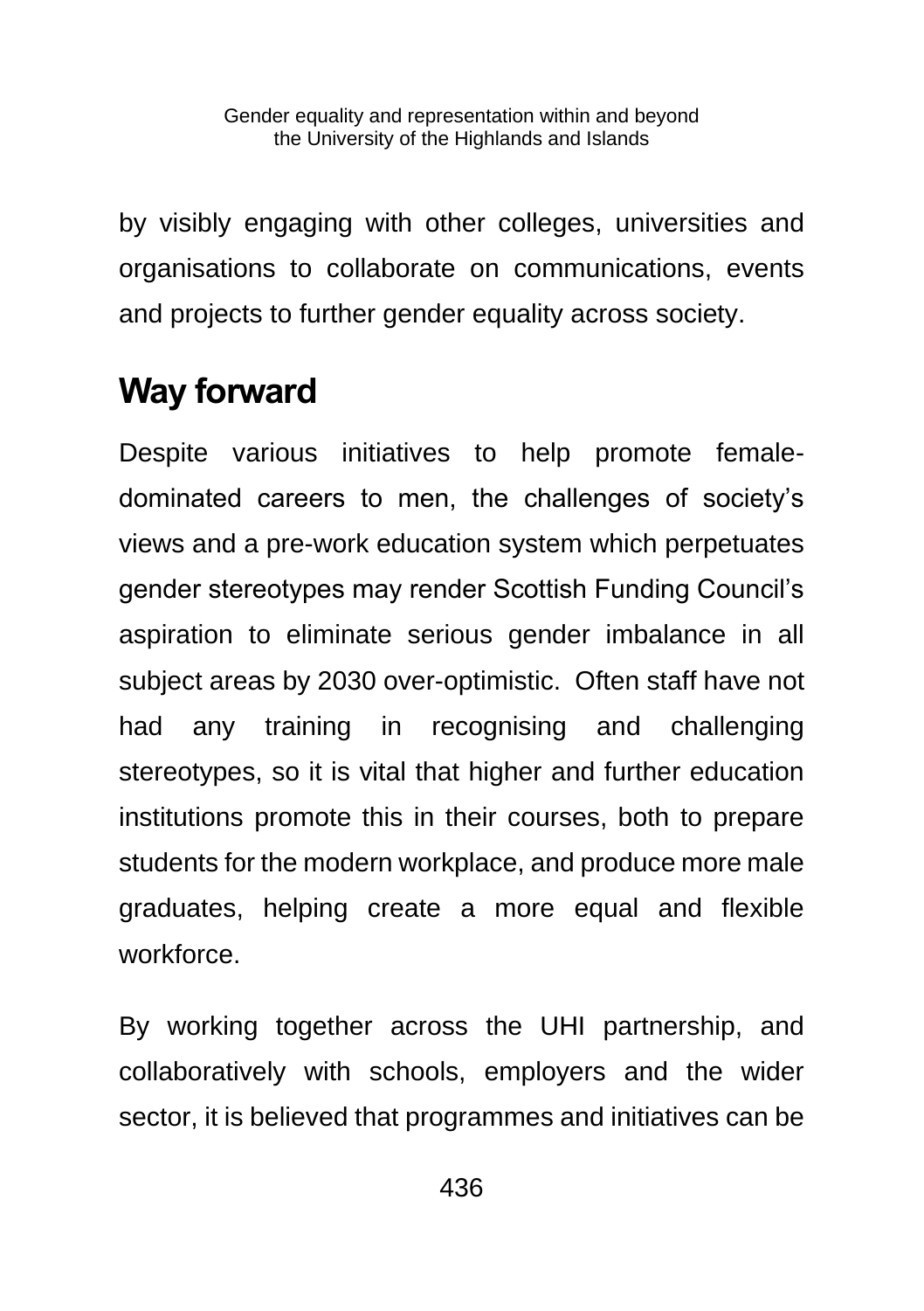by visibly engaging with other colleges, universities and organisations to collaborate on communications, events and projects to further gender equality across society.

## Way forward

Despite various initiatives to help promote female-dominated careers to men, the challenges of society's views and a pre-work education system which perpetuates gender stereotypes may render Scottish Funding Council's aspiration to eliminate serious gender imbalance in all subject areas by 2030 over-optimistic. Often staff have not had any training in recognising and challenging stereotypes, so it is vital that higher and further education institutions promote this in their courses, both to prepare students for the modern workplace, and produce more male graduates, helping create a more equal and flexible workforce.

By working together across the UHI partnership, and collaboratively with schools, employers and the wider sector, it is believed that programmes and initiatives can be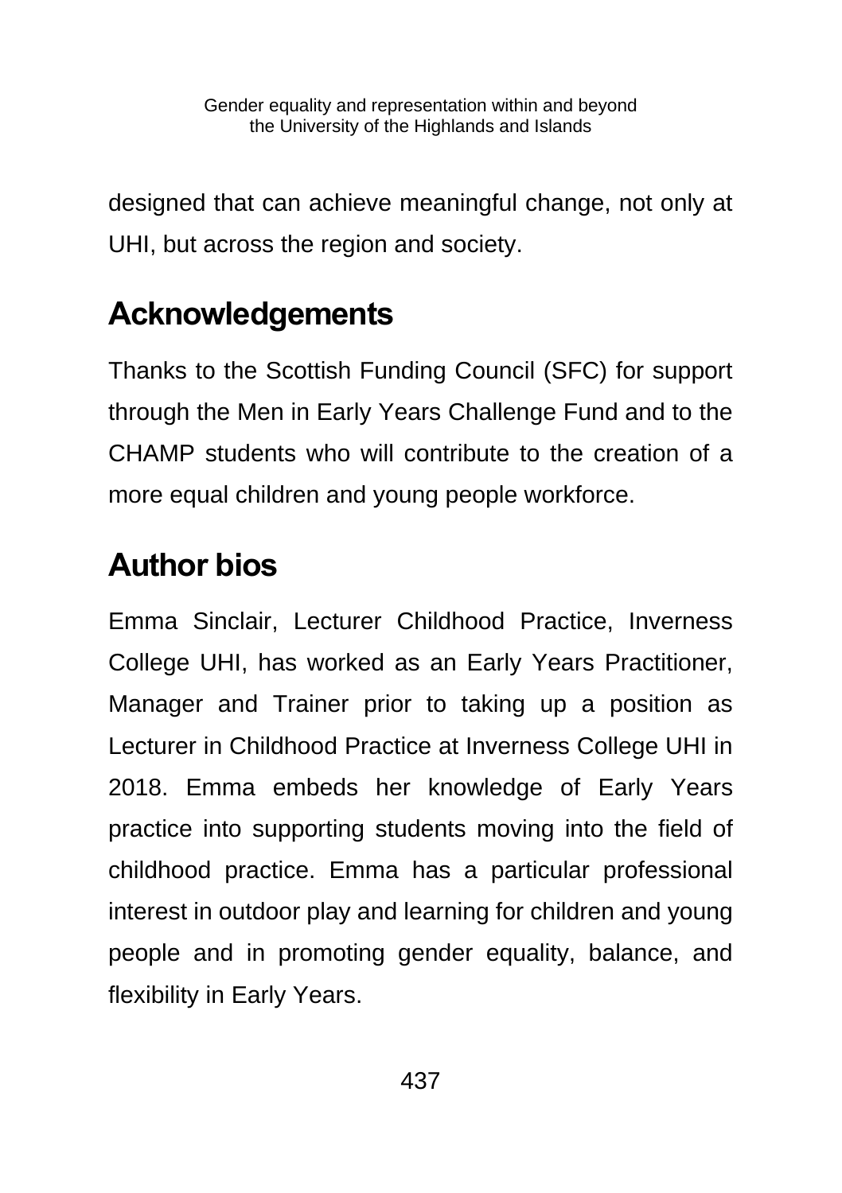designed that can achieve meaningful change, not only at UHI, but across the region and society.

## Acknowledgements

Thanks to the Scottish Funding Council (SFC) for support through the Men in Early Years Challenge Fund and to the CHAMP students who will contribute to the creation of a more equal children and young people workforce.

## Author bios

Emma Sinclair, Lecturer Childhood Practice, Inverness College UHI, has worked as an Early Years Practitioner, Manager and Trainer prior to taking up a position as Lecturer in Childhood Practice at Inverness College UHI in 2018. Emma embeds her knowledge of Early Years practice into supporting students moving into the field of childhood practice. Emma has a particular professional interest in outdoor play and learning for children and young people and in promoting gender equality, balance, and flexibility in Early Years.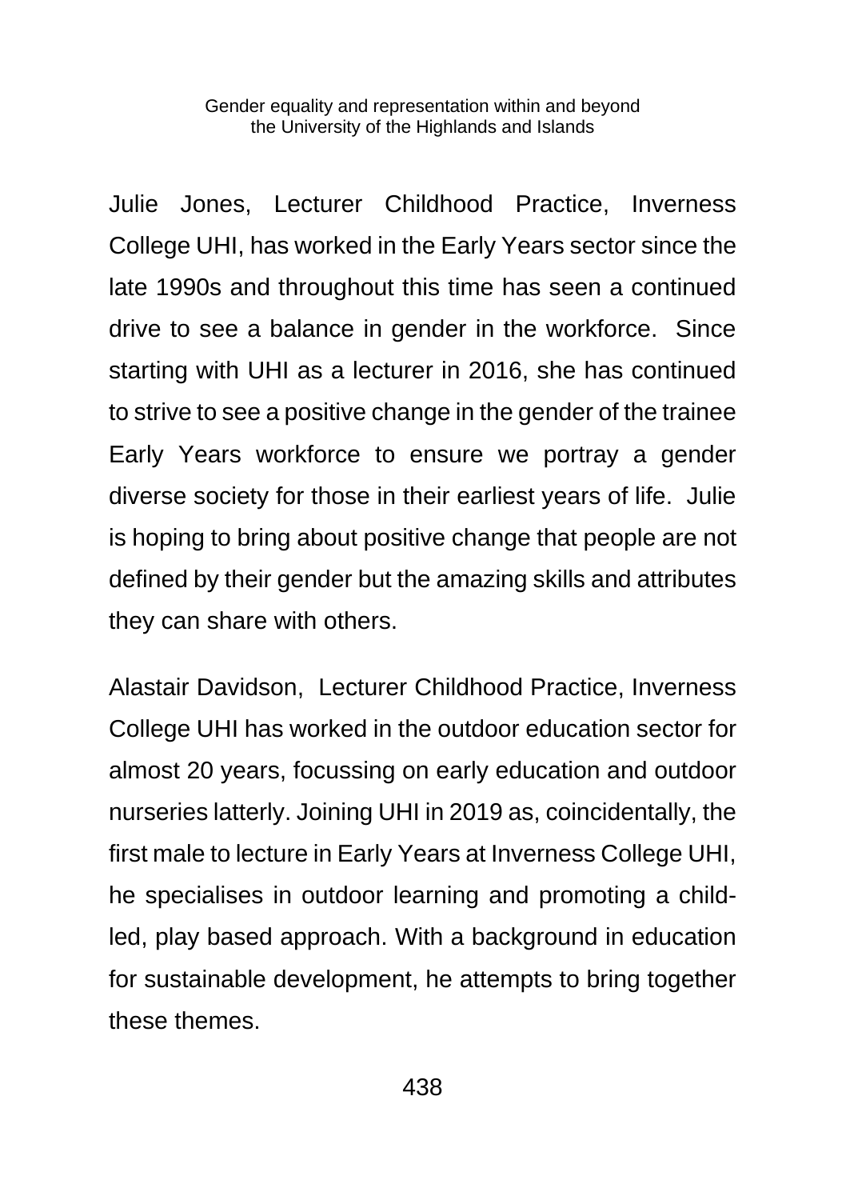Julie Jones, Lecturer Childhood Practice, Inverness College UHI, has worked in the Early Years sector since the late 1990s and throughout this time has seen a continued drive to see a balance in gender in the workforce.  Since starting with UHI as a lecturer in 2016, she has continued to strive to see a positive change in the gender of the trainee Early Years workforce to ensure we portray a gender diverse society for those in their earliest years of life.  Julie is hoping to bring about positive change that people are not defined by their gender but the amazing skills and attributes they can share with others.

Alastair Davidson,  Lecturer Childhood Practice, Inverness College UHI has worked in the outdoor education sector for almost 20 years, focussing on early education and outdoor nurseries latterly. Joining UHI in 2019 as, coincidentally, the first male to lecture in Early Years at Inverness College UHI, he specialises in outdoor learning and promoting a child-led, play based approach. With a background in education for sustainable development, he attempts to bring together these themes.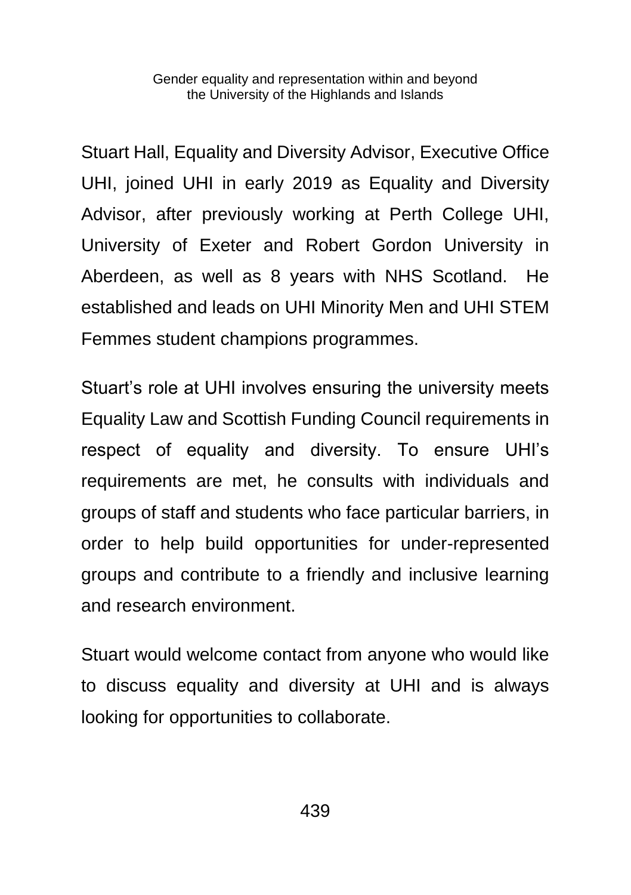Stuart Hall, Equality and Diversity Advisor, Executive Office UHI, joined UHI in early 2019 as Equality and Diversity Advisor, after previously working at Perth College UHI, University of Exeter and Robert Gordon University in Aberdeen, as well as 8 years with NHS Scotland. He established and leads on UHI Minority Men and UHI STEM Femmes student champions programmes.

Stuart's role at UHI involves ensuring the university meets Equality Law and Scottish Funding Council requirements in respect of equality and diversity. To ensure UHI's requirements are met, he consults with individuals and groups of staff and students who face particular barriers, in order to help build opportunities for under-represented groups and contribute to a friendly and inclusive learning and research environment.

Stuart would welcome contact from anyone who would like to discuss equality and diversity at UHI and is always looking for opportunities to collaborate.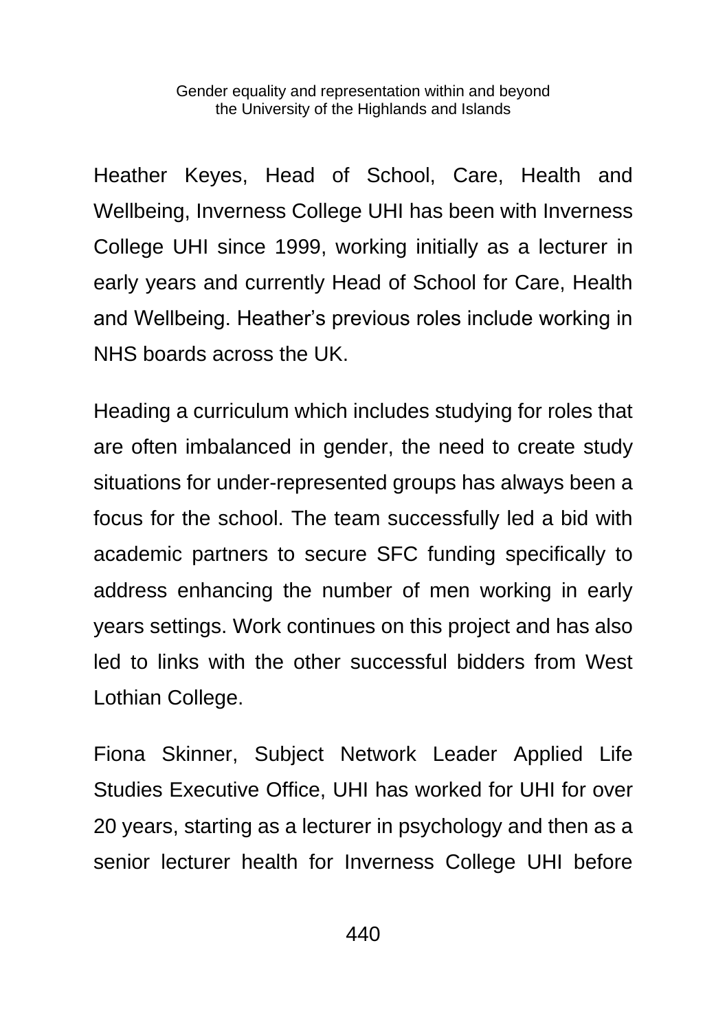Heather Keyes, Head of School, Care, Health and Wellbeing, Inverness College UHI has been with Inverness College UHI since 1999, working initially as a lecturer in early years and currently Head of School for Care, Health and Wellbeing. Heather's previous roles include working in NHS boards across the UK.

Heading a curriculum which includes studying for roles that are often imbalanced in gender, the need to create study situations for under-represented groups has always been a focus for the school. The team successfully led a bid with academic partners to secure SFC funding specifically to address enhancing the number of men working in early years settings. Work continues on this project and has also led to links with the other successful bidders from West Lothian College.

Fiona Skinner, Subject Network Leader Applied Life Studies Executive Office, UHI has worked for UHI for over 20 years, starting as a lecturer in psychology and then as a senior lecturer health for Inverness College UHI before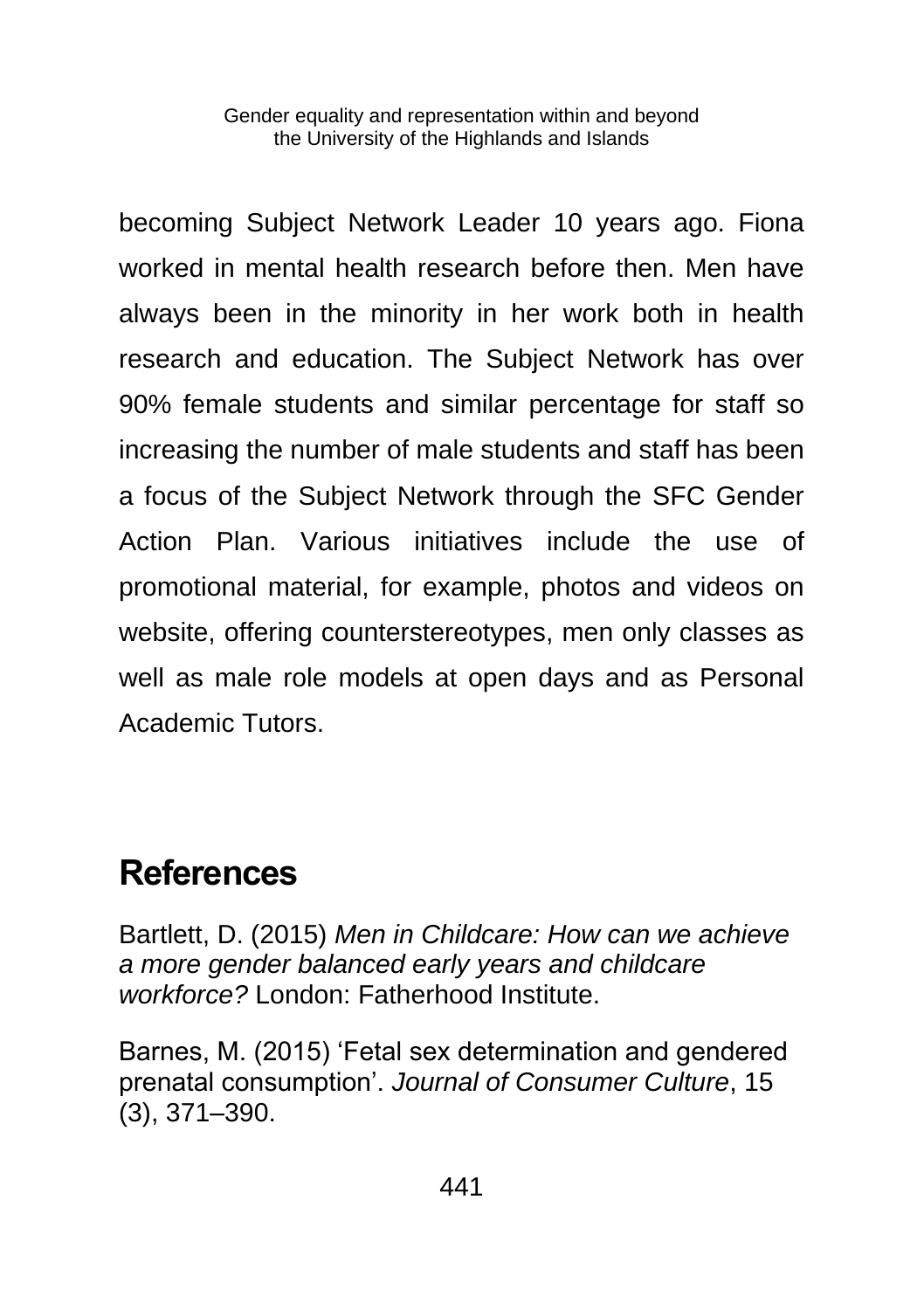becoming Subject Network Leader 10 years ago. Fiona worked in mental health research before then. Men have always been in the minority in her work both in health research and education. The Subject Network has over 90% female students and similar percentage for staff so increasing the number of male students and staff has been a focus of the Subject Network through the SFC Gender Action Plan. Various initiatives include the use of promotional material, for example, photos and videos on website, offering counterstereotypes, men only classes as well as male role models at open days and as Personal Academic Tutors.

## References

Bartlett, D. (2015) *Men in Childcare: How can we achieve a more gender balanced early years and childcare workforce?* London: Fatherhood Institute.

Barnes, M. (2015) 'Fetal sex determination and gendered prenatal consumption'. *Journal of Consumer Culture*, 15 (3), 371–390.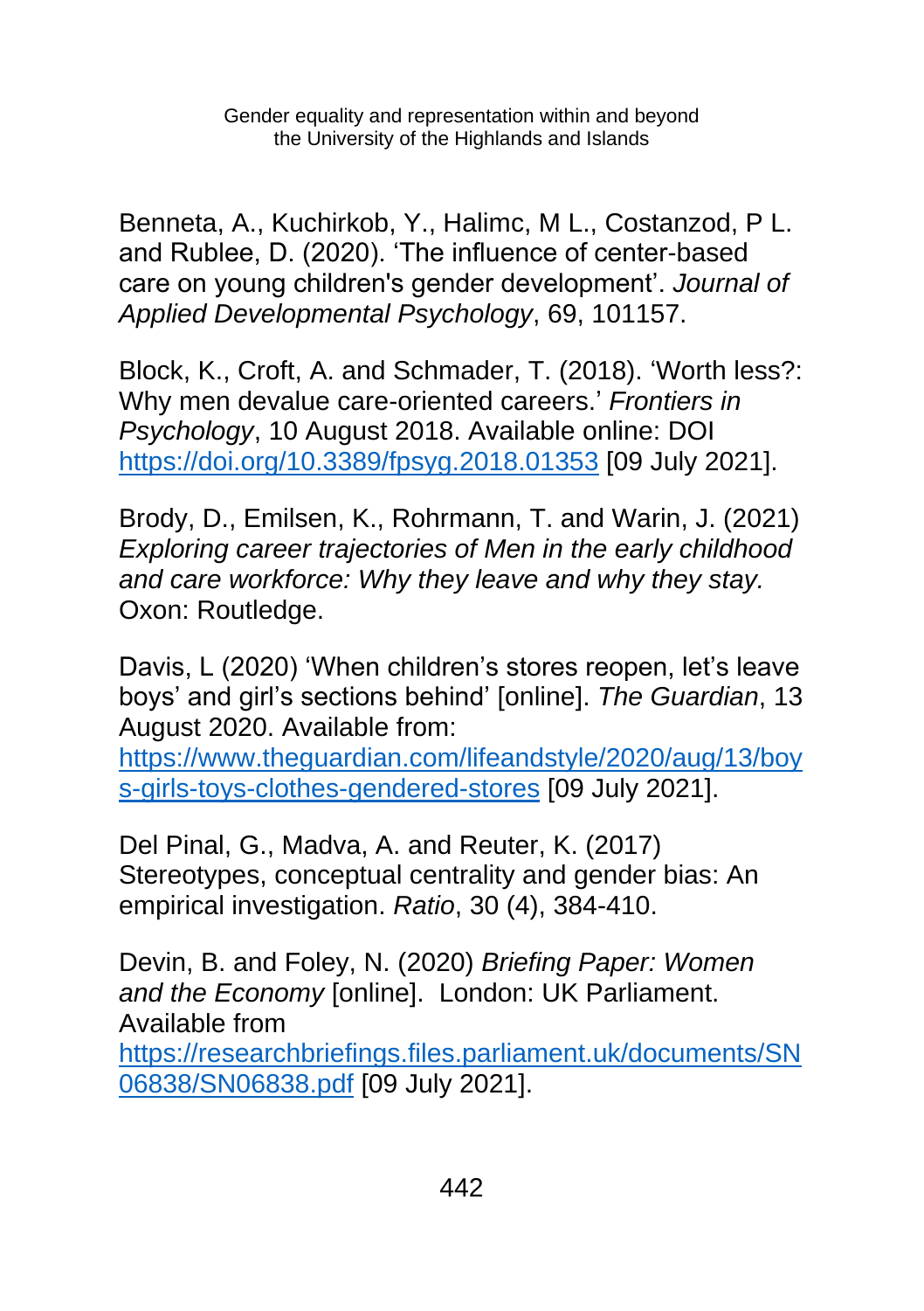Benneta, A., Kuchirkob, Y., Halimc, M L., Costanzod, P L. and Rublee, D. (2020). 'The influence of center-based care on young children's gender development'. *Journal of Applied Developmental Psychology*, 69, 101157.

Block, K., Croft, A. and Schmader, T. (2018). 'Worth less?: Why men devalue care-oriented careers.' *Frontiers in Psychology*, 10 August 2018. Available online: DOI https://doi.org/10.3389/fpsyg.2018.01353 [09 July 2021].

Brody, D., Emilsen, K., Rohrmann, T. and Warin, J. (2021) *Exploring career trajectories of Men in the early childhood and care workforce: Why they leave and why they stay.* Oxon: Routledge.

Davis, L (2020) 'When children's stores reopen, let's leave boys' and girl's sections behind' [online]. *The Guardian*, 13 August 2020. Available from: https://www.theguardian.com/lifeandstyle/2020/aug/13/boys-girls-toys-clothes-gendered-stores [09 July 2021].

Del Pinal, G., Madva, A. and Reuter, K. (2017) Stereotypes, conceptual centrality and gender bias: An empirical investigation. *Ratio*, 30 (4), 384-410.

Devin, B. and Foley, N. (2020) *Briefing Paper: Women and the Economy* [online]. London: UK Parliament. Available from https://researchbriefings.files.parliament.uk/documents/SN06838/SN06838.pdf [09 July 2021].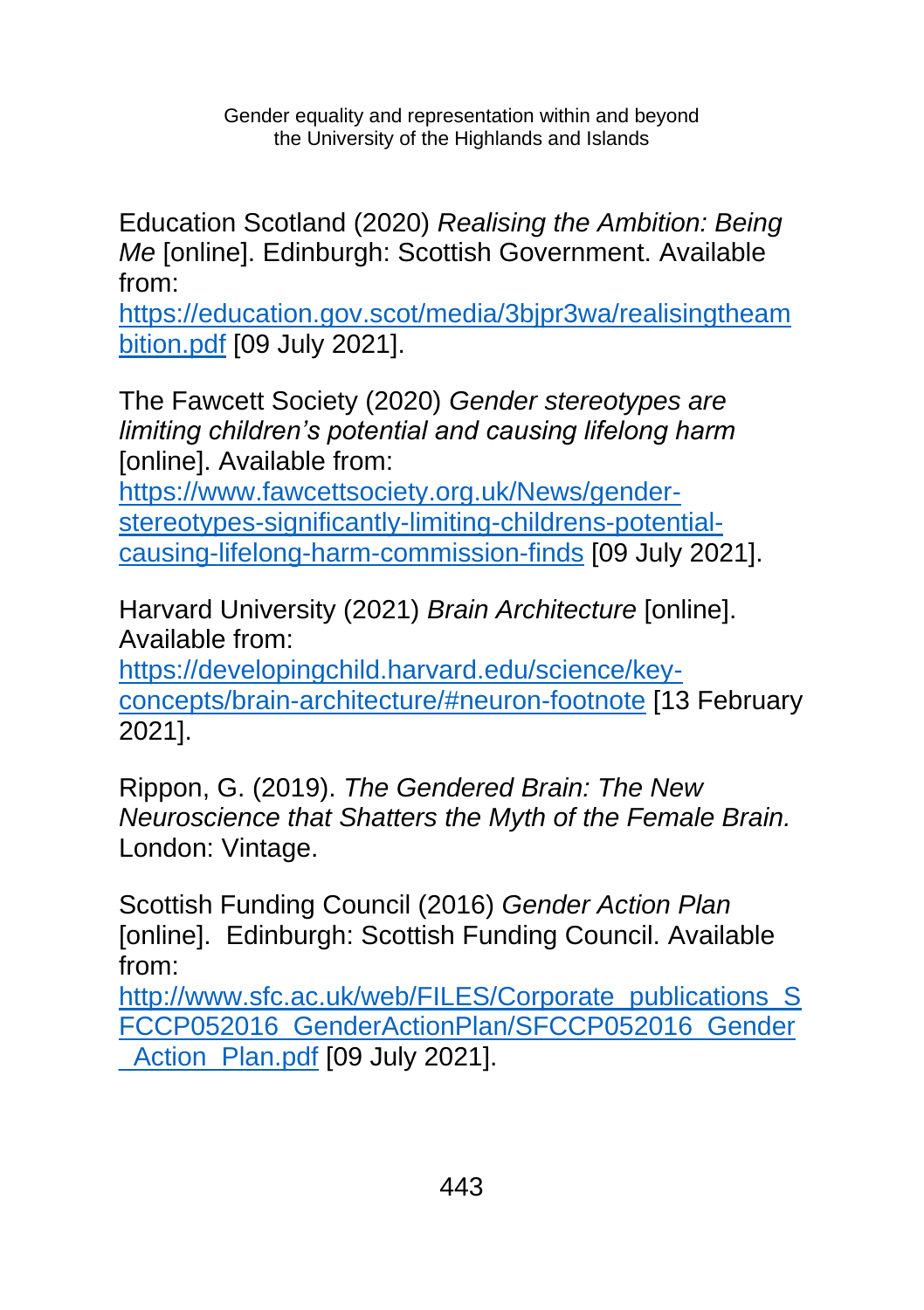Education Scotland (2020) *Realising the Ambition: Being Me* [online]. Edinburgh: Scottish Government. Available from: https://education.gov.scot/media/3bjpr3wa/realisingtheambition.pdf [09 July 2021].

The Fawcett Society (2020) *Gender stereotypes are limiting children's potential and causing lifelong harm* [online]. Available from: https://www.fawcettsociety.org.uk/News/gender-stereotypes-significantly-limiting-childrens-potential-causing-lifelong-harm-commission-finds [09 July 2021].

Harvard University (2021) *Brain Architecture* [online]. Available from: https://developingchild.harvard.edu/science/key-concepts/brain-architecture/#neuron-footnote [13 February 2021].

Rippon, G. (2019). *The Gendered Brain: The New Neuroscience that Shatters the Myth of the Female Brain.* London: Vintage.

Scottish Funding Council (2016) *Gender Action Plan* [online]. Edinburgh: Scottish Funding Council. Available from: http://www.sfc.ac.uk/web/FILES/Corporate_publications_SFCCP052016_GenderActionPlan/SFCCP052016_Gender_Action_Plan.pdf [09 July 2021].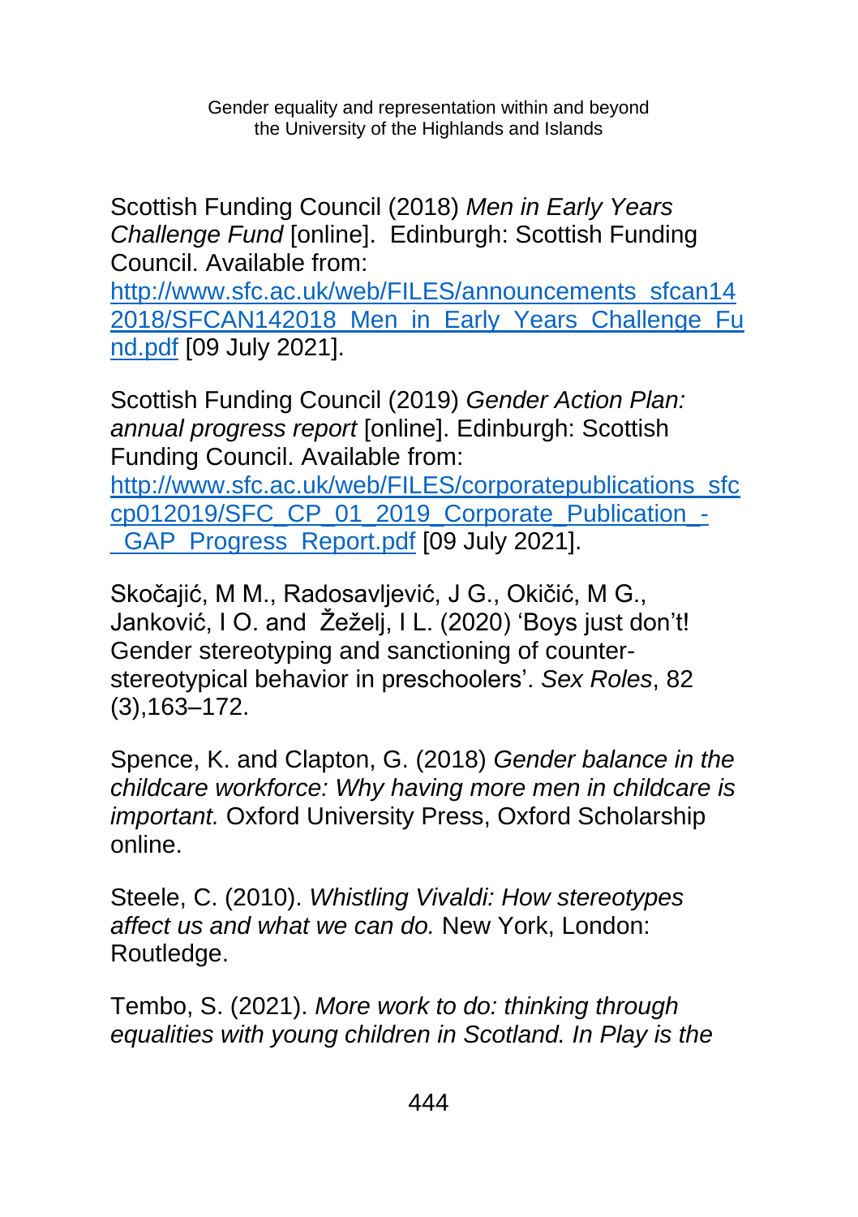Scottish Funding Council (2018) *Men in Early Years Challenge Fund* [online]. Edinburgh: Scottish Funding Council. Available from: http://www.sfc.ac.uk/web/FILES/announcements_sfcan142018/SFCAN142018_Men_in_Early_Years_Challenge_Fund.pdf [09 July 2021].

Scottish Funding Council (2019) *Gender Action Plan: annual progress report* [online]. Edinburgh: Scottish Funding Council. Available from: http://www.sfc.ac.uk/web/FILES/corporatepublications_sfccp012019/SFC_CP_01_2019_Corporate_Publication_-_GAP_Progress_Report.pdf [09 July 2021].

Skočajić, M M., Radosavljević, J G., Okičić, M G., Janković, I O. and Žeželj, I L. (2020) 'Boys just don't! Gender stereotyping and sanctioning of counter-stereotypical behavior in preschoolers'. *Sex Roles*, 82 (3),163–172.

Spence, K. and Clapton, G. (2018) *Gender balance in the childcare workforce: Why having more men in childcare is important.* Oxford University Press, Oxford Scholarship online.

Steele, C. (2010). *Whistling Vivaldi: How stereotypes affect us and what we can do.* New York, London: Routledge.

Tembo, S. (2021). *More work to do: thinking through equalities with young children in Scotland. In Play is the*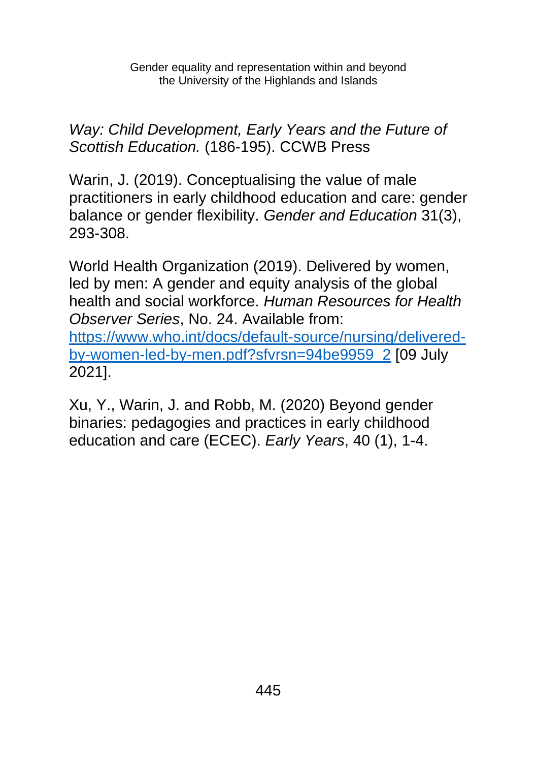*Way: Child Development, Early Years and the Future of Scottish Education.* (186-195). CCWB Press

Warin, J. (2019). Conceptualising the value of male practitioners in early childhood education and care: gender balance or gender flexibility. *Gender and Education* 31(3), 293-308.

World Health Organization (2019). Delivered by women, led by men: A gender and equity analysis of the global health and social workforce. *Human Resources for Health Observer Series*, No. 24. Available from: https://www.who.int/docs/default-source/nursing/delivered-by-women-led-by-men.pdf?sfvrsn=94be9959_2 [09 July 2021].

Xu, Y., Warin, J. and Robb, M. (2020) Beyond gender binaries: pedagogies and practices in early childhood education and care (ECEC). *Early Years*, 40 (1), 1-4.